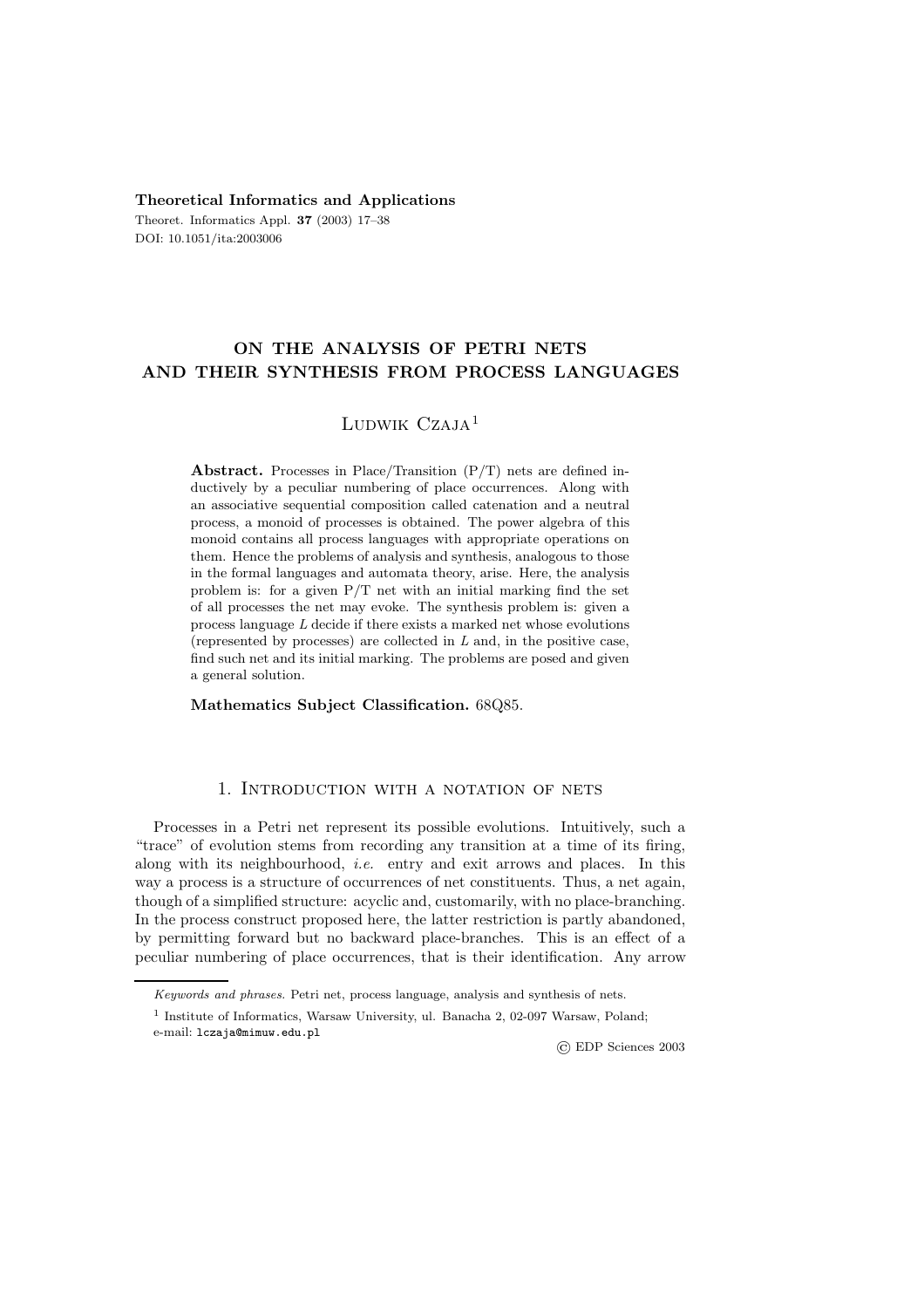**Theoretical Informatics and Applications**

Theoret. Informatics Appl. **37** (2003) 17–38

DOI: 10.1051/ita:2003006

# ON THE ANALYSIS OF PETRI NETS AND THEIR SYNTHESIS FROM PROCESS LANGUAGES

Ludwik Czaja[1]

**Abstract.** Processes in Place/Transition (P/T) nets are defined inductively by a peculiar numbering of place occurrences. Along with an associative sequential composition called catenation and a neutral process, a monoid of processes is obtained. The power algebra of this monoid contains all process languages with appropriate operations on them. Hence the problems of analysis and synthesis, analogous to those in the formal languages and automata theory, arise. Here, the analysis problem is: for a given P/T net with an initial marking find the set of all processes the net may evoke. The synthesis problem is: given a process language $L$ decide if there exists a marked net whose evolutions (represented by processes) are collected in $L$ and, in the positive case, find such net and its initial marking. The problems are posed and given a general solution.

**Mathematics Subject Classification.** 68Q85.

## 1. Introduction with a notation of nets

Processes in a Petri net represent its possible evolutions. Intuitively, such a "trace" of evolution stems from recording any transition at a time of its firing, along with its neighbourhood, *i.e.* entry and exit arrows and places. In this way a process is a structure of occurrences of net constituents. Thus, a net again, though of a simplified structure: acyclic and, customarily, with no place-branching. In the process construct proposed here, the latter restriction is partly abandoned, by permitting forward but no backward place-branches. This is an effect of a peculiar numbering of place occurrences, that is their identification. Any arrow

*Keywords and phrases.* Petri net, process language, analysis and synthesis of nets.

[1] Institute of Informatics, Warsaw University, ul. Banacha 2, 02-097 Warsaw, Poland; e-mail: lczaja@mimuw.edu.pl

© EDP Sciences 2003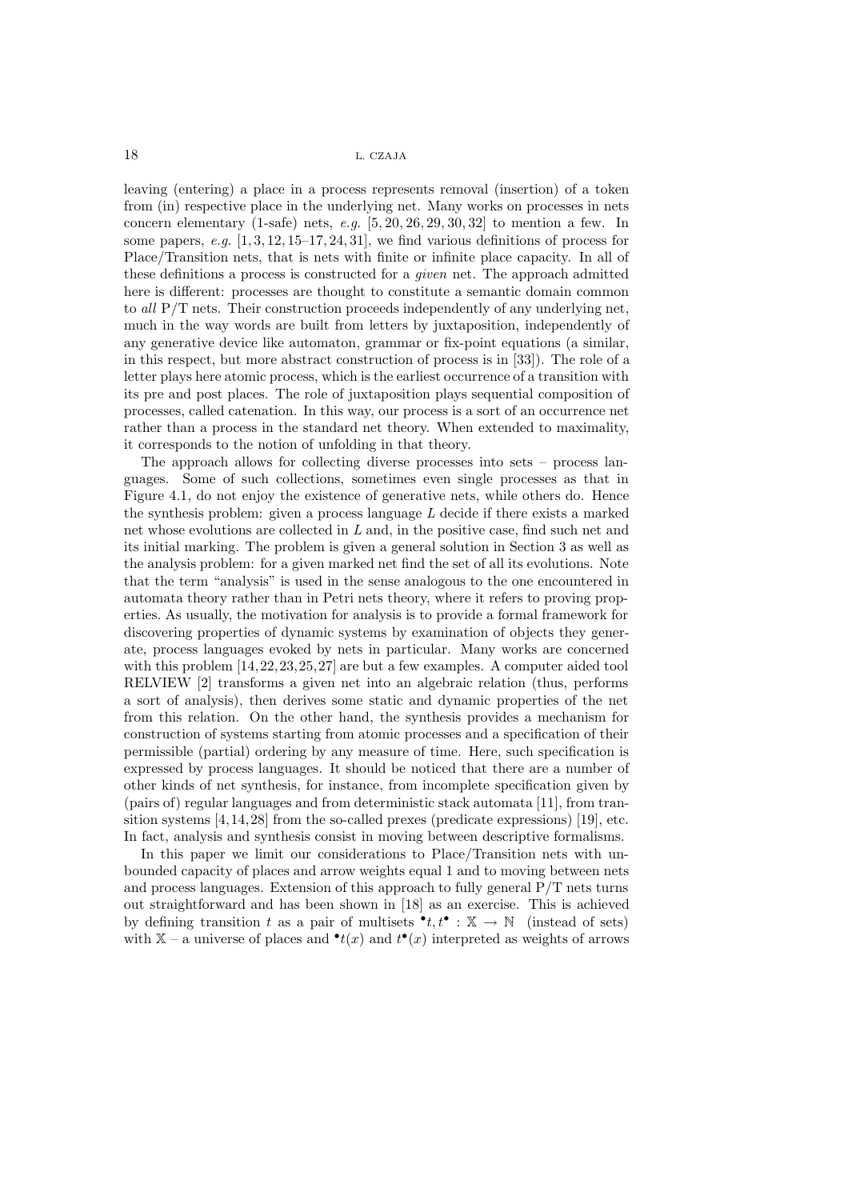leaving (entering) a place in a process represents removal (insertion) of a token from (in) respective place in the underlying net. Many works on processes in nets concern elementary (1-safe) nets, *e.g.* [5, 20, 26, 29, 30, 32] to mention a few. In some papers, *e.g.* [1, 3, 12, 15–17, 24, 31], we find various definitions of process for Place/Transition nets, that is nets with finite or infinite place capacity. In all of these definitions a process is constructed for a *given* net. The approach admitted here is different: processes are thought to constitute a semantic domain common to *all* P/T nets. Their construction proceeds independently of any underlying net, much in the way words are built from letters by juxtaposition, independently of any generative device like automaton, grammar or fix-point equations (a similar, in this respect, but more abstract construction of process is in [33]). The role of a letter plays here atomic process, which is the earliest occurrence of a transition with its pre and post places. The role of juxtaposition plays sequential composition of processes, called catenation. In this way, our process is a sort of an occurrence net rather than a process in the standard net theory. When extended to maximality, it corresponds to the notion of unfolding in that theory.

The approach allows for collecting diverse processes into sets – process languages. Some of such collections, sometimes even single processes as that in Figure 4.1, do not enjoy the existence of generative nets, while others do. Hence the synthesis problem: given a process language $L$ decide if there exists a marked net whose evolutions are collected in $L$ and, in the positive case, find such net and its initial marking. The problem is given a general solution in Section 3 as well as the analysis problem: for a given marked net find the set of all its evolutions. Note that the term "analysis" is used in the sense analogous to the one encountered in automata theory rather than in Petri nets theory, where it refers to proving properties. As usually, the motivation for analysis is to provide a formal framework for discovering properties of dynamic systems by examination of objects they generate, process languages evoked by nets in particular. Many works are concerned with this problem [14, 22, 23, 25, 27] are but a few examples. A computer aided tool RELVIEW [2] transforms a given net into an algebraic relation (thus, performs a sort of analysis), then derives some static and dynamic properties of the net from this relation. On the other hand, the synthesis provides a mechanism for construction of systems starting from atomic processes and a specification of their permissible (partial) ordering by any measure of time. Here, such specification is expressed by process languages. It should be noticed that there are a number of other kinds of net synthesis, for instance, from incomplete specification given by (pairs of) regular languages and from deterministic stack automata [11], from transition systems [4, 14, 28] from the so-called prexes (predicate expressions) [19], etc. In fact, analysis and synthesis consist in moving between descriptive formalisms.

In this paper we limit our considerations to Place/Transition nets with unbounded capacity of places and arrow weights equal 1 and to moving between nets and process languages. Extension of this approach to fully general P/T nets turns out straightforward and has been shown in [18] as an exercise. This is achieved by defining transition $t$ as a pair of multisets ${}^\bullet t, t^\bullet : \mathbb{X} \to \mathbb{N}$ (instead of sets) with $\mathbb{X}$ – a universe of places and ${}^\bullet t(x)$ and $t^\bullet(x)$ interpreted as weights of arrows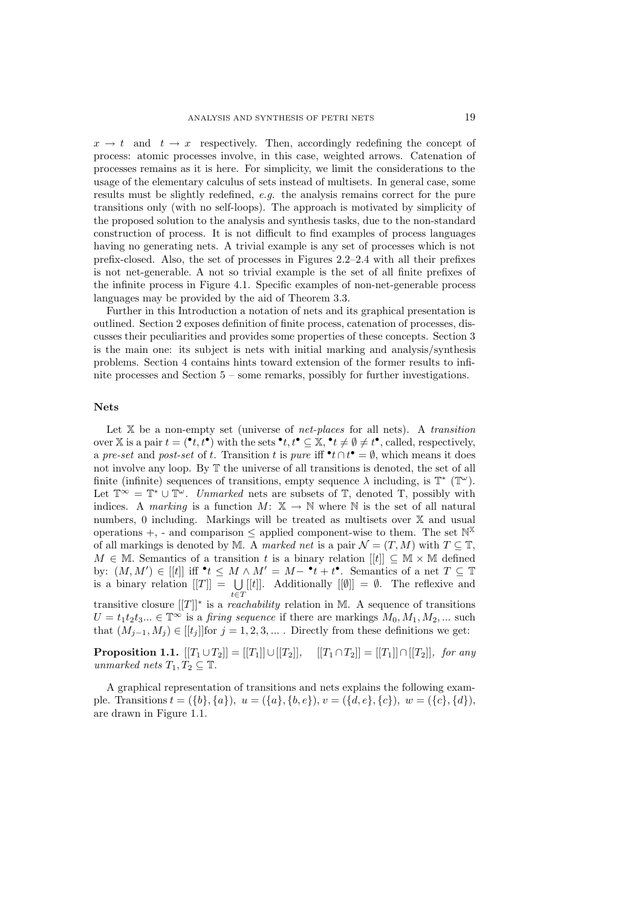$x \to t$ and $t \to x$ respectively. Then, accordingly redefining the concept of process: atomic processes involve, in this case, weighted arrows. Catenation of processes remains as it is here. For simplicity, we limit the considerations to the usage of the elementary calculus of sets instead of multisets. In general case, some results must be slightly redefined, *e.g.* the analysis remains correct for the pure transitions only (with no self-loops). The approach is motivated by simplicity of the proposed solution to the analysis and synthesis tasks, due to the non-standard construction of process. It is not difficult to find examples of process languages having no generating nets. A trivial example is any set of processes which is not prefix-closed. Also, the set of processes in Figures 2.2–2.4 with all their prefixes is not net-generable. A not so trivial example is the set of all finite prefixes of the infinite process in Figure 4.1. Specific examples of non-net-generable process languages may be provided by the aid of Theorem 3.3.

Further in this Introduction a notation of nets and its graphical presentation is outlined. Section 2 exposes definition of finite process, catenation of processes, discusses their peculiarities and provides some properties of these concepts. Section 3 is the main one: its subject is nets with initial marking and analysis/synthesis problems. Section 4 contains hints toward extension of the former results to infinite processes and Section 5 – some remarks, possibly for further investigations.

## Nets

Let $\mathbb{X}$ be a non-empty set (universe of *net-places* for all nets). A *transition* over $\mathbb{X}$ is a pair $t = (^\bullet t, t^\bullet)$ with the sets $^\bullet t, t^\bullet \subseteq \mathbb{X}$, $^\bullet t \neq \emptyset \neq t^\bullet$, called, respectively, a *pre-set* and *post-set* of $t$. Transition $t$ is *pure* iff $^\bullet t \cap t^\bullet = \emptyset$, which means it does not involve any loop. By $\mathbb{T}$ the universe of all transitions is denoted, the set of all finite (infinite) sequences of transitions, empty sequence $\lambda$ including, is $\mathbb{T}^*$ ($\mathbb{T}^\omega$). Let $\mathbb{T}^\infty = \mathbb{T}^* \cup \mathbb{T}^\omega$. *Unmarked* nets are subsets of $\mathbb{T}$, denoted T, possibly with indices. A *marking* is a function $M\colon\ \mathbb{X} \to \mathbb{N}$ where $\mathbb{N}$ is the set of all natural numbers, 0 including. Markings will be treated as multisets over $\mathbb{X}$ and usual operations +, - and comparison $\leq$ applied component-wise to them. The set $\mathbb{N}^\mathbb{X}$ of all markings is denoted by $\mathbb{M}$. A *marked net* is a pair $\mathcal{N} = (T, M)$ with $T \subseteq \mathbb{T}$, $M \in \mathbb{M}$. Semantics of a transition $t$ is a binary relation $[[t]] \subseteq \mathbb{M} \times \mathbb{M}$ defined by: $(M, M') \in [[t]]$ iff $^\bullet t \leq M \wedge M' = M -\ ^\bullet t + t^\bullet$. Semantics of a net $T \subseteq \mathbb{T}$ is a binary relation $[[T]] = \bigcup\limits_{t \in T} [[t]]$. Additionally $[[\emptyset]] = \emptyset$. The reflexive and transitive closure $[[T]]^*$ is a *reachability* relation in $\mathbb{M}$. A sequence of transitions $U = t_1 t_2 t_3 ... \in \mathbb{T}^\infty$ is a *firing sequence* if there are markings $M_0, M_1, M_2, ...$ such that $(M_{j-1}, M_j) \in [[t_j]]$for $j = 1, 2, 3, ...$ . Directly from these definitions we get:

**Proposition 1.1.** $[[T_1 \cup T_2]] = [[T_1]] \cup [[T_2]]$, $\quad [[T_1 \cap T_2]] = [[T_1]] \cap [[T_2]]$, *for any unmarked nets* $T_1, T_2 \subseteq \mathbb{T}$.

A graphical representation of transitions and nets explains the following example. Transitions $t = (\{b\}, \{a\})$, $u = (\{a\}, \{b, e\})$, $v = (\{d, e\}, \{c\})$, $w = (\{c\}, \{d\})$, are drawn in Figure 1.1.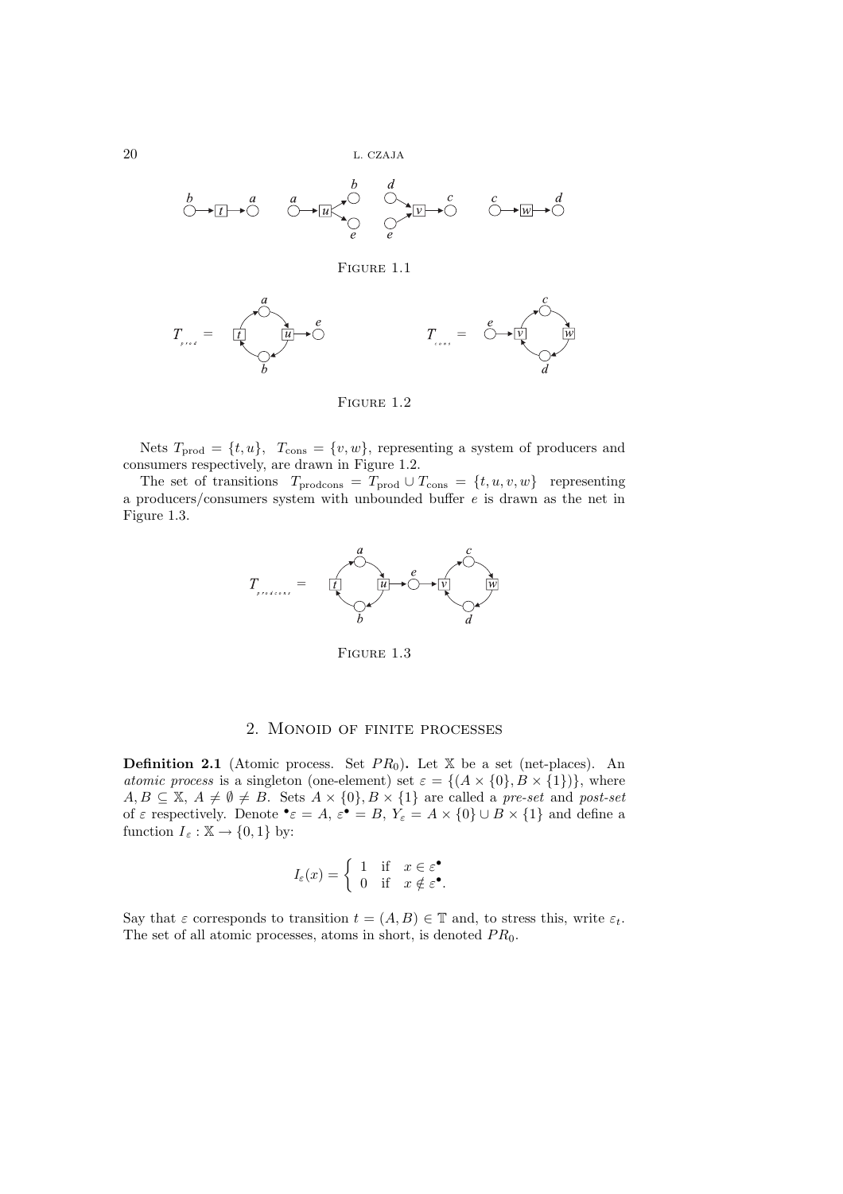b t a a u b e d e v c c w d

Figure 1.1

$T_{prod}$ = a t u e b        $T_{cons}$ = e v c w d

Figure 1.2

Nets $T_{\rm prod} = \{t, u\}$, $T_{\rm cons} = \{v, w\}$, representing a system of producers and consumers respectively, are drawn in Figure 1.2.

The set of transitions $T_{\rm prodcons} = T_{\rm prod} \cup T_{\rm cons} = \{t, u, v, w\}$ representing a producers/consumers system with unbounded buffer $e$ is drawn as the net in Figure 1.3.

$T_{prodcons}$ = a t u b e c v w d

Figure 1.3

## 2. Monoid of finite processes

**Definition 2.1** (Atomic process. Set $PR_0$)**.** Let $\mathbb{X}$ be a set (net-places). An *atomic process* is a singleton (one-element) set $\varepsilon = \{(A \times \{0\}, B \times \{1\})\}$, where $A, B \subseteq \mathbb{X}$, $A \neq \emptyset \neq B$. Sets $A \times \{0\}, B \times \{1\}$ are called a *pre-set* and *post-set* of $\varepsilon$ respectively. Denote ${}^\bullet\varepsilon = A$, $\varepsilon^\bullet = B$, $Y_\varepsilon = A \times \{0\} \cup B \times \{1\}$ and define a function $I_\varepsilon : \mathbb{X} \to \{0, 1\}$ by:

$$I_\varepsilon(x) = \begin{cases} 1 & \text{if} \quad x \in \varepsilon^\bullet \\ 0 & \text{if} \quad x \notin \varepsilon^\bullet. \end{cases}$$

Say that $\varepsilon$ corresponds to transition $t = (A, B) \in \mathbb{T}$ and, to stress this, write $\varepsilon_t$. The set of all atomic processes, atoms in short, is denoted $PR_0$.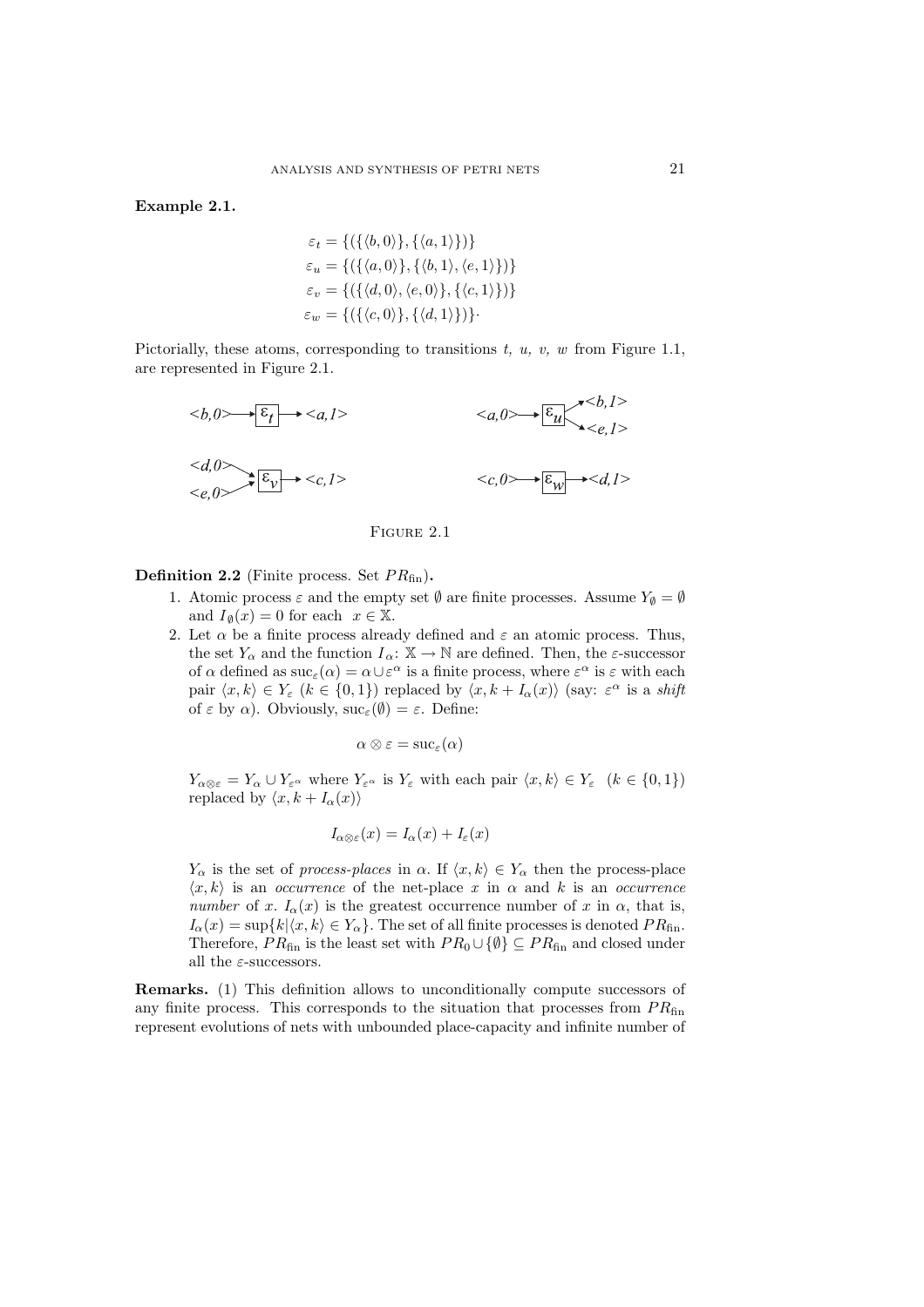**Example 2.1.**

$$\varepsilon_t = \{(\{\langle b, 0\rangle\}, \{\langle a, 1\rangle\})\}$$
$$\varepsilon_u = \{(\{\langle a, 0\rangle\}, \{\langle b, 1\rangle, \langle e, 1\rangle\})\}$$
$$\varepsilon_v = \{(\{\langle d, 0\rangle, \langle e, 0\rangle\}, \{\langle c, 1\rangle\})\}$$
$$\varepsilon_w = \{(\{\langle c, 0\rangle\}, \{\langle d, 1\rangle\})\}.$$

Pictorially, these atoms, corresponding to transitions $t$, $u$, $v$, $w$ from Figure 1.1, are represented in Figure 2.1.

<b,0>
εt
<a,1>
<a,0>
εu
<b,1>
<e,1>
<d,0>
<e,0>
εv
<c,1>
<c,0>
εw
<d,1>

FIGURE 2.1

**Definition 2.2** (Finite process. Set $PR_{\text{fin}}$)**.**

1. Atomic process $\varepsilon$ and the empty set $\emptyset$ are finite processes. Assume $Y_\emptyset = \emptyset$ and $I_\emptyset(x) = 0$ for each $x \in \mathbb{X}$.
2. Let $\alpha$ be a finite process already defined and $\varepsilon$ an atomic process. Thus, the set $Y_\alpha$ and the function $I_\alpha$: $\mathbb{X} \to \mathbb{N}$ are defined. Then, the $\varepsilon$-successor of $\alpha$ defined as $\text{suc}_\varepsilon(\alpha) = \alpha \cup \varepsilon^\alpha$ is a finite process, where $\varepsilon^\alpha$ is $\varepsilon$ with each pair $\langle x, k\rangle \in Y_\varepsilon$ ($k \in \{0, 1\}$) replaced by $\langle x, k + I_\alpha(x)\rangle$ (say: $\varepsilon^\alpha$ is a *shift* of $\varepsilon$ by $\alpha$). Obviously, $\text{suc}_\varepsilon(\emptyset) = \varepsilon$. Define:

$$\alpha \otimes \varepsilon = \text{suc}_\varepsilon(\alpha)$$

$Y_{\alpha\otimes\varepsilon} = Y_\alpha \cup Y_{\varepsilon^\alpha}$ where $Y_{\varepsilon^\alpha}$ is $Y_\varepsilon$ with each pair $\langle x, k\rangle \in Y_\varepsilon$ ($k \in \{0, 1\}$) replaced by $\langle x, k + I_\alpha(x)\rangle$

$$I_{\alpha\otimes\varepsilon}(x) = I_\alpha(x) + I_\varepsilon(x)$$

$Y_\alpha$ is the set of *process-places* in $\alpha$. If $\langle x, k\rangle \in Y_\alpha$ then the process-place $\langle x, k\rangle$ is an *occurrence* of the net-place $x$ in $\alpha$ and $k$ is an *occurrence number* of $x$. $I_\alpha(x)$ is the greatest occurrence number of $x$ in $\alpha$, that is, $I_\alpha(x) = \sup\{k | \langle x, k\rangle \in Y_\alpha\}$. The set of all finite processes is denoted $PR_{\text{fin}}$. Therefore, $PR_{\text{fin}}$ is the least set with $PR_0 \cup \{\emptyset\} \subseteq PR_{\text{fin}}$ and closed under all the $\varepsilon$-successors.

**Remarks.** (1) This definition allows to unconditionally compute successors of any finite process. This corresponds to the situation that processes from $PR_{\text{fin}}$ represent evolutions of nets with unbounded place-capacity and infinite number of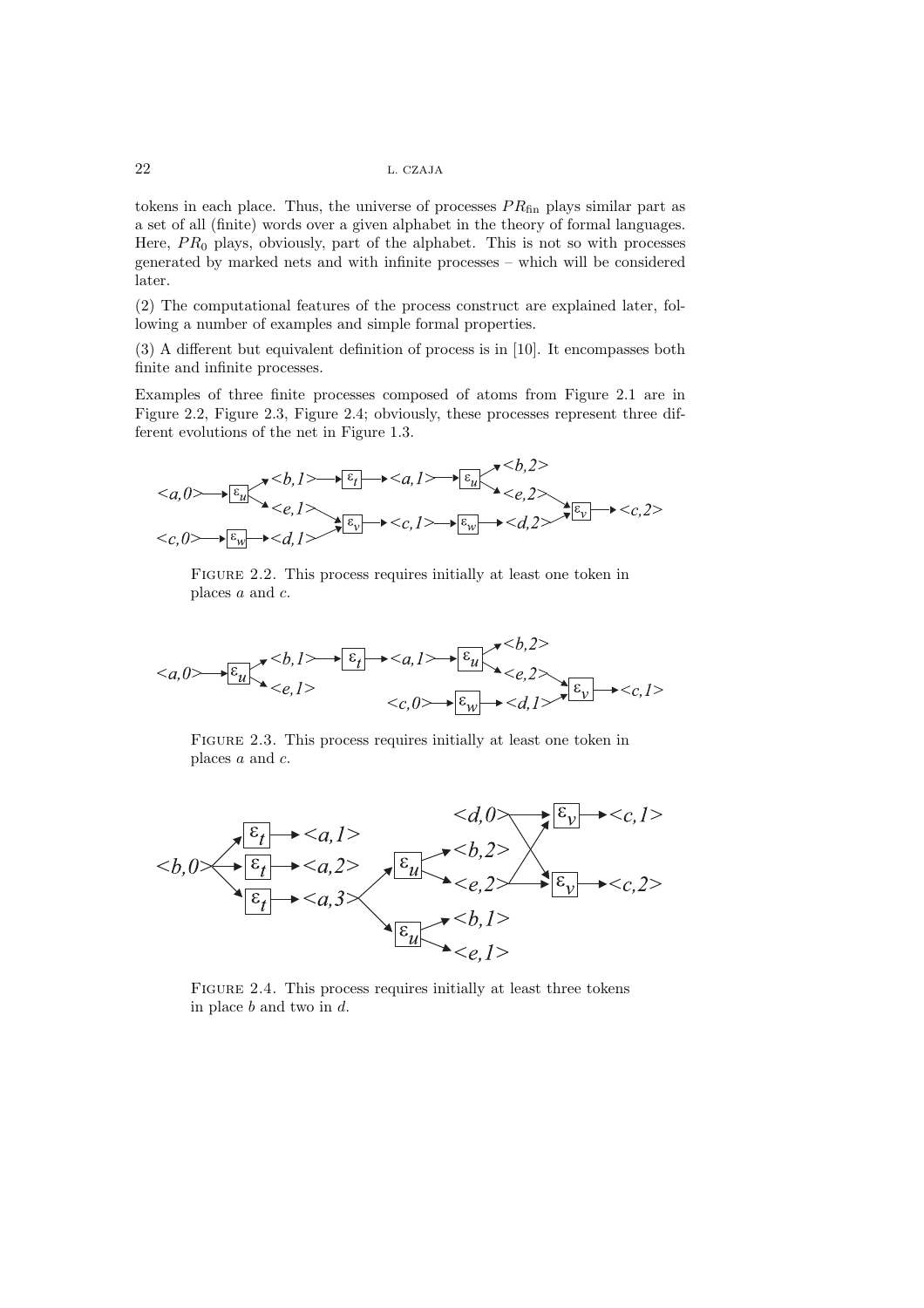tokens in each place. Thus, the universe of processes $PR_{\text{fin}}$ plays similar part as a set of all (finite) words over a given alphabet in the theory of formal languages. Here, $PR_0$ plays, obviously, part of the alphabet. This is not so with processes generated by marked nets and with infinite processes – which will be considered later.

(2) The computational features of the process construct are explained later, following a number of examples and simple formal properties.

(3) A different but equivalent definition of process is in [10]. It encompasses both finite and infinite processes.

Examples of three finite processes composed of atoms from Figure 2.1 are in Figure 2.2, Figure 2.3, Figure 2.4; obviously, these processes represent three different evolutions of the net in Figure 1.3.

<a,0>
<c,0>
$\varepsilon_u$
$\varepsilon_w$
<b,1>
<e,1>
<d,1>
$\varepsilon_t$
$\varepsilon_v$
<a,1>
<c,1>
$\varepsilon_u$
$\varepsilon_w$
<b,2>
<e,2>
<d,2>
$\varepsilon_v$
<c,2>

Figure 2.2. This process requires initially at least one token in places $a$ and $c$.

<a,0>
$\varepsilon_u$
<b,1>
<e,1>
$\varepsilon_t$
<a,1>
$\varepsilon_u$
<b,2>
<e,2>
<c,0>
$\varepsilon_w$
<d,1>
$\varepsilon_v$
<c,1>

Figure 2.3. This process requires initially at least one token in places $a$ and $c$.

<b,0>
$\varepsilon_t$
$\varepsilon_t$
$\varepsilon_t$
<a,1>
<a,2>
<a,3>
$\varepsilon_u$
$\varepsilon_u$
<d,0>
<b,2>
<e,2>
<b,1>
<e,1>
$\varepsilon_v$
$\varepsilon_v$
<c,1>
<c,2>

Figure 2.4. This process requires initially at least three tokens in place $b$ and two in $d$.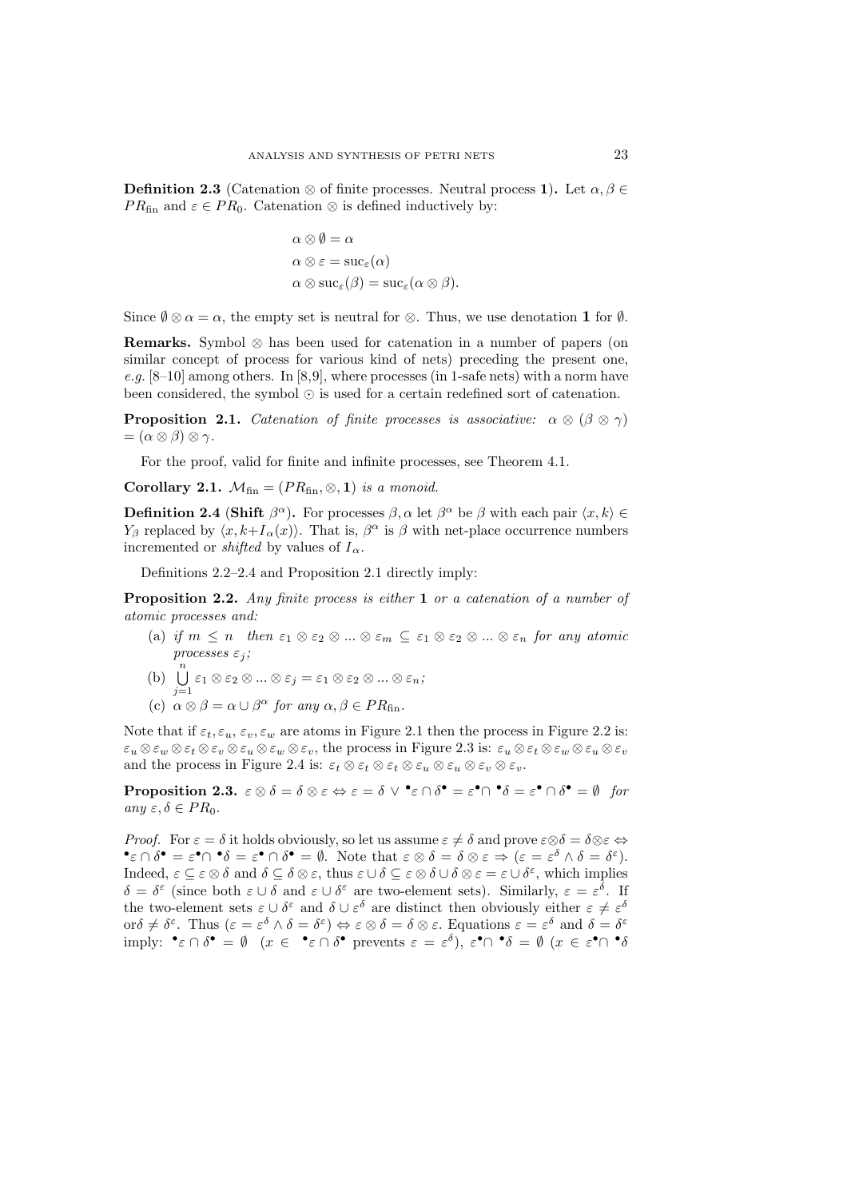**Definition 2.3** (Catenation $\otimes$ of finite processes. Neutral process **1**)**.** Let $\alpha, \beta \in PR_{\text{fin}}$ and $\varepsilon \in PR_0$. Catenation $\otimes$ is defined inductively by:

$$\alpha \otimes \emptyset = \alpha$$
$$\alpha \otimes \varepsilon = \text{suc}_\varepsilon(\alpha)$$
$$\alpha \otimes \text{suc}_\varepsilon(\beta) = \text{suc}_\varepsilon(\alpha \otimes \beta).$$

Since $\emptyset \otimes \alpha = \alpha$, the empty set is neutral for $\otimes$. Thus, we use denotation **1** for $\emptyset$.

**Remarks.** Symbol $\otimes$ has been used for catenation in a number of papers (on similar concept of process for various kind of nets) preceding the present one, *e.g.* [8–10] among others. In [8,9], where processes (in 1-safe nets) with a norm have been considered, the symbol $\odot$ is used for a certain redefined sort of catenation.

**Proposition 2.1.** *Catenation of finite processes is associative:* $\alpha \otimes (\beta \otimes \gamma) = (\alpha \otimes \beta) \otimes \gamma$.

For the proof, valid for finite and infinite processes, see Theorem 4.1.

**Corollary 2.1.** $\mathcal{M}_{\text{fin}} = (PR_{\text{fin}}, \otimes, \mathbf{1})$ *is a monoid.*

**Definition 2.4** (**Shift** $\beta^\alpha$)**.** For processes $\beta, \alpha$ let $\beta^\alpha$ be $\beta$ with each pair $\langle x, k \rangle \in Y_\beta$ replaced by $\langle x, k + I_\alpha(x) \rangle$. That is, $\beta^\alpha$ is $\beta$ with net-place occurrence numbers incremented or *shifted* by values of $I_\alpha$.

Definitions 2.2–2.4 and Proposition 2.1 directly imply:

**Proposition 2.2.** *Any finite process is either* **1** *or a catenation of a number of atomic processes and:*

(a) *if* $m \leq n$ *then* $\varepsilon_1 \otimes \varepsilon_2 \otimes ... \otimes \varepsilon_m \subseteq \varepsilon_1 \otimes \varepsilon_2 \otimes ... \otimes \varepsilon_n$ *for any atomic processes* $\varepsilon_j$*;*

(b) $\bigcup_{j=1}^{n} \varepsilon_1 \otimes \varepsilon_2 \otimes ... \otimes \varepsilon_j = \varepsilon_1 \otimes \varepsilon_2 \otimes ... \otimes \varepsilon_n$*;*

(c) $\alpha \otimes \beta = \alpha \cup \beta^\alpha$ *for any* $\alpha, \beta \in PR_{\text{fin}}$.

Note that if $\varepsilon_t, \varepsilon_u, \varepsilon_v, \varepsilon_w$ are atoms in Figure 2.1 then the process in Figure 2.2 is: $\varepsilon_u \otimes \varepsilon_w \otimes \varepsilon_t \otimes \varepsilon_v \otimes \varepsilon_u \otimes \varepsilon_w \otimes \varepsilon_v$, the process in Figure 2.3 is: $\varepsilon_u \otimes \varepsilon_t \otimes \varepsilon_w \otimes \varepsilon_u \otimes \varepsilon_v$ and the process in Figure 2.4 is: $\varepsilon_t \otimes \varepsilon_t \otimes \varepsilon_t \otimes \varepsilon_u \otimes \varepsilon_u \otimes \varepsilon_v \otimes \varepsilon_v$.

**Proposition 2.3.** $\varepsilon \otimes \delta = \delta \otimes \varepsilon \Leftrightarrow \varepsilon = \delta \vee {}^\bullet\varepsilon \cap \delta^\bullet = \varepsilon^\bullet \cap {}^\bullet\delta = \varepsilon^\bullet \cap \delta^\bullet = \emptyset$ *for any* $\varepsilon, \delta \in PR_0$.

*Proof.* For $\varepsilon = \delta$ it holds obviously, so let us assume $\varepsilon \neq \delta$ and prove $\varepsilon \otimes \delta = \delta \otimes \varepsilon \Leftrightarrow {}^\bullet\varepsilon \cap \delta^\bullet = \varepsilon^\bullet \cap {}^\bullet\delta = \varepsilon^\bullet \cap \delta^\bullet = \emptyset$. Note that $\varepsilon \otimes \delta = \delta \otimes \varepsilon \Rightarrow (\varepsilon = \varepsilon^\delta \wedge \delta = \delta^\varepsilon)$. Indeed, $\varepsilon \subseteq \varepsilon \otimes \delta$ and $\delta \subseteq \delta \otimes \varepsilon$, thus $\varepsilon \cup \delta \subseteq \varepsilon \otimes \delta \cup \delta \otimes \varepsilon = \varepsilon \cup \delta^\varepsilon$, which implies $\delta = \delta^\varepsilon$ (since both $\varepsilon \cup \delta$ and $\varepsilon \cup \delta^\varepsilon$ are two-element sets). Similarly, $\varepsilon = \varepsilon^\delta$. If the two-element sets $\varepsilon \cup \delta^\varepsilon$ and $\delta \cup \varepsilon^\delta$ are distinct then obviously either $\varepsilon \neq \varepsilon^\delta$ or $\delta \neq \delta^\varepsilon$. Thus $(\varepsilon = \varepsilon^\delta \wedge \delta = \delta^\varepsilon) \Leftrightarrow \varepsilon \otimes \delta = \delta \otimes \varepsilon$. Equations $\varepsilon = \varepsilon^\delta$ and $\delta = \delta^\varepsilon$ imply: ${}^\bullet\varepsilon \cap \delta^\bullet = \emptyset$ ($x \in {}^\bullet\varepsilon \cap \delta^\bullet$ prevents $\varepsilon = \varepsilon^\delta$), $\varepsilon^\bullet \cap {}^\bullet\delta = \emptyset$ ($x \in \varepsilon^\bullet \cap {}^\bullet\delta$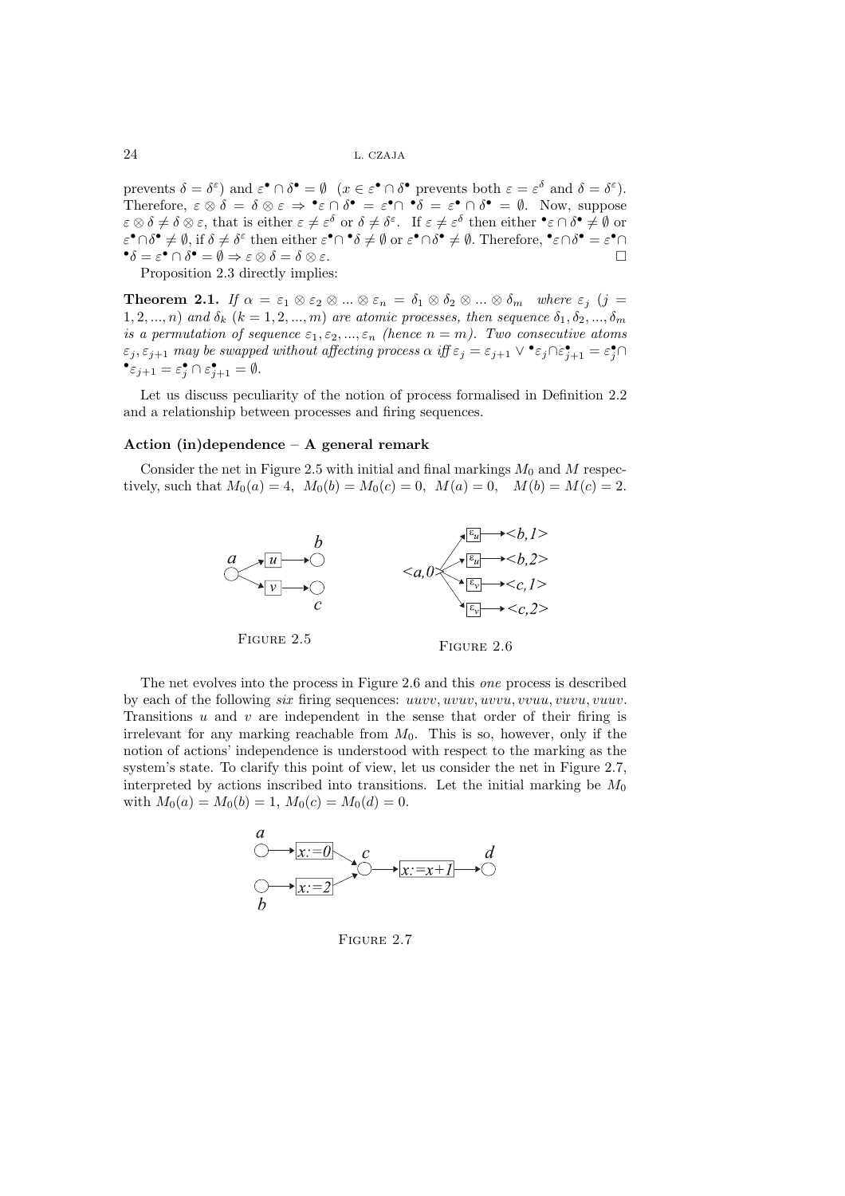prevents $\delta = \delta^{\varepsilon}$) and $\varepsilon^{\bullet} \cap \delta^{\bullet} = \emptyset$ ($x \in \varepsilon^{\bullet} \cap \delta^{\bullet}$ prevents both $\varepsilon = \varepsilon^{\delta}$ and $\delta = \delta^{\varepsilon}$). Therefore, $\varepsilon \otimes \delta = \delta \otimes \varepsilon \Rightarrow {}^{\bullet}\varepsilon \cap \delta^{\bullet} = \varepsilon^{\bullet} \cap {}^{\bullet}\delta = \varepsilon^{\bullet} \cap \delta^{\bullet} = \emptyset$. Now, suppose $\varepsilon \otimes \delta \neq \delta \otimes \varepsilon$, that is either $\varepsilon \neq \varepsilon^{\delta}$ or $\delta \neq \delta^{\varepsilon}$. If $\varepsilon \neq \varepsilon^{\delta}$ then either ${}^{\bullet}\varepsilon \cap \delta^{\bullet} \neq \emptyset$ or $\varepsilon^{\bullet} \cap \delta^{\bullet} \neq \emptyset$, if $\delta \neq \delta^{\varepsilon}$ then either $\varepsilon^{\bullet} \cap {}^{\bullet}\delta \neq \emptyset$ or $\varepsilon^{\bullet} \cap \delta^{\bullet} \neq \emptyset$. Therefore, ${}^{\bullet}\varepsilon \cap \delta^{\bullet} = \varepsilon^{\bullet} \cap {}^{\bullet}\delta = \varepsilon^{\bullet} \cap \delta^{\bullet} = \emptyset \Rightarrow \varepsilon \otimes \delta = \delta \otimes \varepsilon$. □

Proposition 2.3 directly implies:

**Theorem 2.1.** *If $\alpha = \varepsilon_1 \otimes \varepsilon_2 \otimes ... \otimes \varepsilon_n = \delta_1 \otimes \delta_2 \otimes ... \otimes \delta_m$ where $\varepsilon_j$ ($j = 1, 2, ..., n$) and $\delta_k$ ($k = 1, 2, ..., m$) are atomic processes, then sequence $\delta_1, \delta_2, ..., \delta_m$ is a permutation of sequence $\varepsilon_1, \varepsilon_2, ..., \varepsilon_n$ (hence $n = m$). Two consecutive atoms $\varepsilon_j, \varepsilon_{j+1}$ may be swapped without affecting process $\alpha$ iff $\varepsilon_j = \varepsilon_{j+1} \vee {}^{\bullet}\varepsilon_j \cap \varepsilon_{j+1}^{\bullet} = \varepsilon_j^{\bullet} \cap {}^{\bullet}\varepsilon_{j+1} = \varepsilon_j^{\bullet} \cap \varepsilon_{j+1}^{\bullet} = \emptyset$.*

Let us discuss peculiarity of the notion of process formalised in Definition 2.2 and a relationship between processes and firing sequences.

**Action (in)dependence – A general remark**

Consider the net in Figure 2.5 with initial and final markings $M_0$ and $M$ respectively, such that $M_0(a) = 4$, $M_0(b) = M_0(c) = 0$, $M(a) = 0$, $M(b) = M(c) = 2$.

a
u
v
b
c

FIGURE 2.5

<a,0>
$\varepsilon_u$
$\varepsilon_u$
$\varepsilon_v$
$\varepsilon_v$
<b,1>
<b,2>
<c,1>
<c,2>

FIGURE 2.6

The net evolves into the process in Figure 2.6 and this *one* process is described by each of the following *six* firing sequences: $uuvv, uvuv, uvvu, vvuu, vuvu, vuuv$. Transitions $u$ and $v$ are independent in the sense that order of their firing is irrelevant for any marking reachable from $M_0$. This is so, however, only if the notion of actions' independence is understood with respect to the marking as the system's state. To clarify this point of view, let us consider the net in Figure 2.7, interpreted by actions inscribed into transitions. Let the initial marking be $M_0$ with $M_0(a) = M_0(b) = 1$, $M_0(c) = M_0(d) = 0$.

a
x:=0
c
x:=x+1
d
x:=2
b

FIGURE 2.7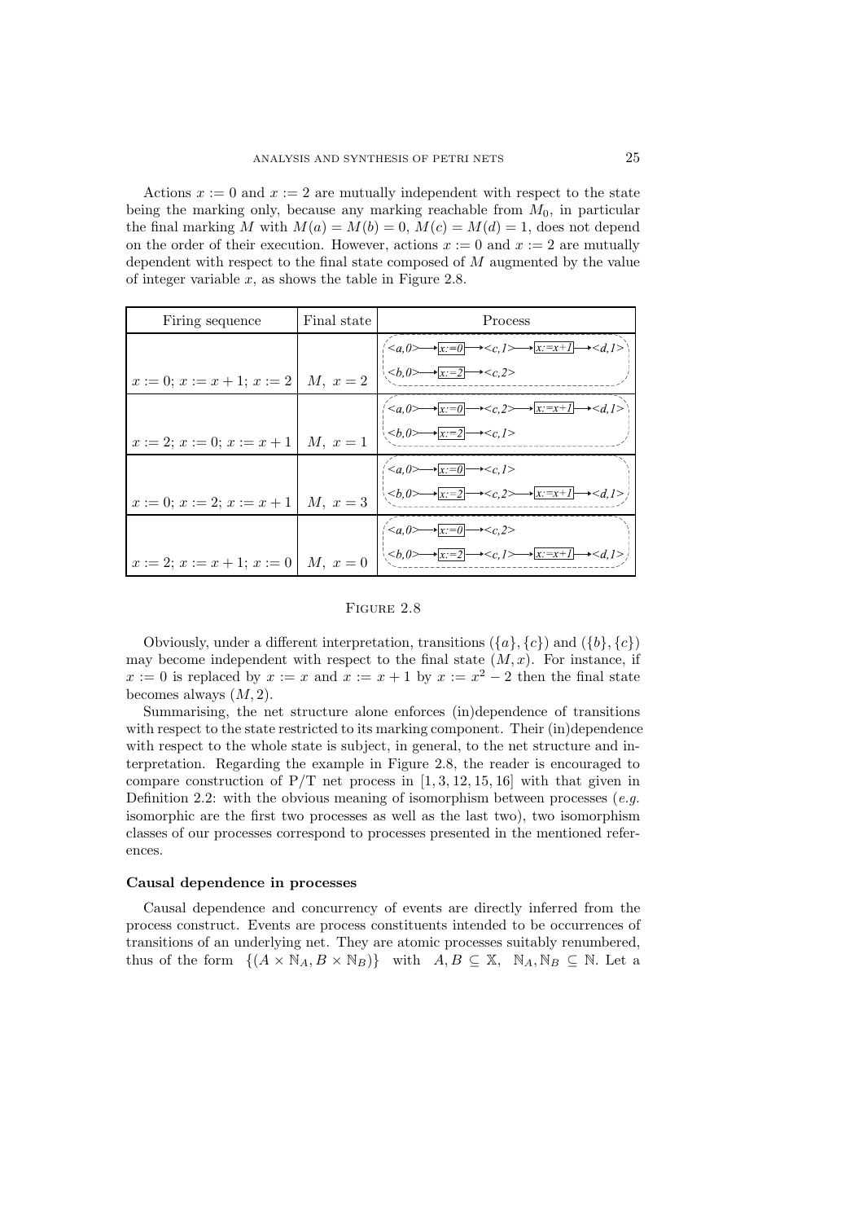Actions $x := 0$ and $x := 2$ are mutually independent with respect to the state being the marking only, because any marking reachable from $M_0$, in particular the final marking $M$ with $M(a) = M(b) = 0$, $M(c) = M(d) = 1$, does not depend on the order of their execution. However, actions $x := 0$ and $x := 2$ are mutually dependent with respect to the final state composed of $M$ augmented by the value of integer variable $x$, as shows the table in Figure 2.8.

| Firing sequence | Final state | Process |
|---|---|---|
| $x := 0$; $x := x + 1$; $x := 2$ | $M$, $x = 2$ | <a,0> → x:=0 → <c,1> → x:=x+1 → <d,1>; <b,0> → x:=2 → <c,2> |
| $x := 2$; $x := 0$; $x := x + 1$ | $M$, $x = 1$ | <a,0> → x:=0 → <c,2> → x:=x+1 → <d,1>; <b,0> → x:=2 → <c,1> |
| $x := 0$; $x := 2$; $x := x + 1$ | $M$, $x = 3$ | <a,0> → x:=0 → <c,1>; <b,0> → x:=2 → <c,2> → x:=x+1 → <d,1> |
| $x := 2$; $x := x + 1$; $x := 0$ | $M$, $x = 0$ | <a,0> → x:=0 → <c,2>; <b,0> → x:=2 → <c,1> → x:=x+1 → <d,1> |

FIGURE 2.8

Obviously, under a different interpretation, transitions $(\{a\}, \{c\})$ and $(\{b\}, \{c\})$ may become independent with respect to the final state $(M, x)$. For instance, if $x := 0$ is replaced by $x := x$ and $x := x + 1$ by $x := x^2 - 2$ then the final state becomes always $(M, 2)$.

Summarising, the net structure alone enforces (in)dependence of transitions with respect to the state restricted to its marking component. Their (in)dependence with respect to the whole state is subject, in general, to the net structure and interpretation. Regarding the example in Figure 2.8, the reader is encouraged to compare construction of P/T net process in [1, 3, 12, 15, 16] with that given in Definition 2.2: with the obvious meaning of isomorphism between processes (*e.g.* isomorphic are the first two processes as well as the last two), two isomorphism classes of our processes correspond to processes presented in the mentioned references.

**Causal dependence in processes**

Causal dependence and concurrency of events are directly inferred from the process construct. Events are process constituents intended to be occurrences of transitions of an underlying net. They are atomic processes suitably renumbered, thus of the form $\{(A \times \mathbb{N}_A, B \times \mathbb{N}_B)\}$ with $A, B \subseteq \mathbb{X}$, $\mathbb{N}_A, \mathbb{N}_B \subseteq \mathbb{N}$. Let a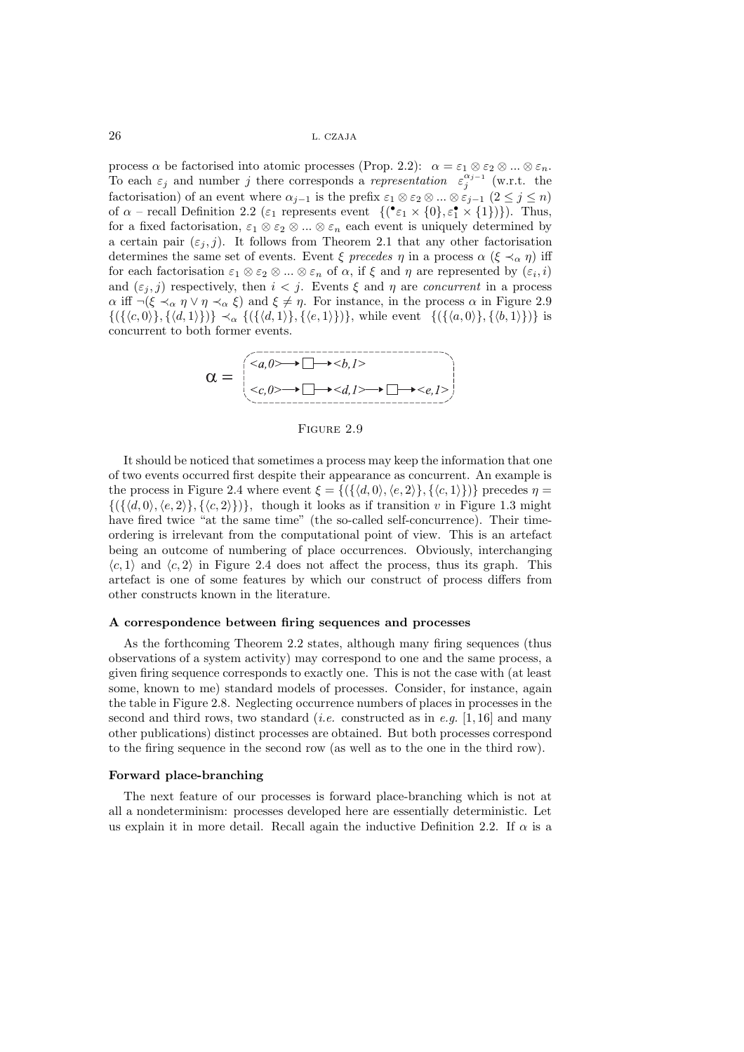process $\alpha$ be factorised into atomic processes (Prop. 2.2): $\alpha = \varepsilon_1 \otimes \varepsilon_2 \otimes ... \otimes \varepsilon_n$. To each $\varepsilon_j$ and number $j$ there corresponds a *representation* $\varepsilon_j^{\alpha_{j-1}}$ (w.r.t. the factorisation) of an event where $\alpha_{j-1}$ is the prefix $\varepsilon_1 \otimes \varepsilon_2 \otimes ... \otimes \varepsilon_{j-1}$ $(2 \leq j \leq n)$ of $\alpha$ – recall Definition 2.2 ($\varepsilon_1$ represents event $\{({}^\bullet\varepsilon_1 \times \{0\}, \varepsilon_1^\bullet \times \{1\})\}$). Thus, for a fixed factorisation, $\varepsilon_1 \otimes \varepsilon_2 \otimes ... \otimes \varepsilon_n$ each event is uniquely determined by a certain pair $(\varepsilon_j, j)$. It follows from Theorem 2.1 that any other factorisation determines the same set of events. Event $\xi$ *precedes* $\eta$ in a process $\alpha$ ($\xi \prec_\alpha \eta$) iff for each factorisation $\varepsilon_1 \otimes \varepsilon_2 \otimes ... \otimes \varepsilon_n$ of $\alpha$, if $\xi$ and $\eta$ are represented by $(\varepsilon_i, i)$ and $(\varepsilon_j, j)$ respectively, then $i < j$. Events $\xi$ and $\eta$ are *concurrent* in a process $\alpha$ iff $\neg(\xi \prec_\alpha \eta \vee \eta \prec_\alpha \xi)$ and $\xi \neq \eta$. For instance, in the process $\alpha$ in Figure 2.9 $\{(\{\langle c, 0\rangle\}, \{\langle d, 1\rangle\})\} \prec_\alpha \{(\{\langle d, 1\rangle\}, \{\langle e, 1\rangle\})\}$, while event $\{(\{\langle a, 0\rangle\}, \{\langle b, 1\rangle\})\}$ is concurrent to both former events.

$\alpha$ =

<a,0> → □ → <b,1>

<c,0> → □ → <d,1> → □ → <e,1>

Figure 2.9

It should be noticed that sometimes a process may keep the information that one of two events occurred first despite their appearance as concurrent. An example is the process in Figure 2.4 where event $\xi = \{(\{\langle d, 0\rangle, \langle e, 2\rangle\}, \{\langle c, 1\rangle\})\}$ precedes $\eta = \{(\{\langle d, 0\rangle, \langle e, 2\rangle\}, \{\langle c, 2\rangle\})\}$, though it looks as if transition $v$ in Figure 1.3 might have fired twice "at the same time" (the so-called self-concurrence). Their time-ordering is irrelevant from the computational point of view. This is an artefact being an outcome of numbering of place occurrences. Obviously, interchanging $\langle c, 1\rangle$ and $\langle c, 2\rangle$ in Figure 2.4 does not affect the process, thus its graph. This artefact is one of some features by which our construct of process differs from other constructs known in the literature.

**A correspondence between firing sequences and processes**

As the forthcoming Theorem 2.2 states, although many firing sequences (thus observations of a system activity) may correspond to one and the same process, a given firing sequence corresponds to exactly one. This is not the case with (at least some, known to me) standard models of processes. Consider, for instance, again the table in Figure 2.8. Neglecting occurrence numbers of places in processes in the second and third rows, two standard (*i.e.* constructed as in *e.g.* [1, 16] and many other publications) distinct processes are obtained. But both processes correspond to the firing sequence in the second row (as well as to the one in the third row).

**Forward place-branching**

The next feature of our processes is forward place-branching which is not at all a nondeterminism: processes developed here are essentially deterministic. Let us explain it in more detail. Recall again the inductive Definition 2.2. If $\alpha$ is a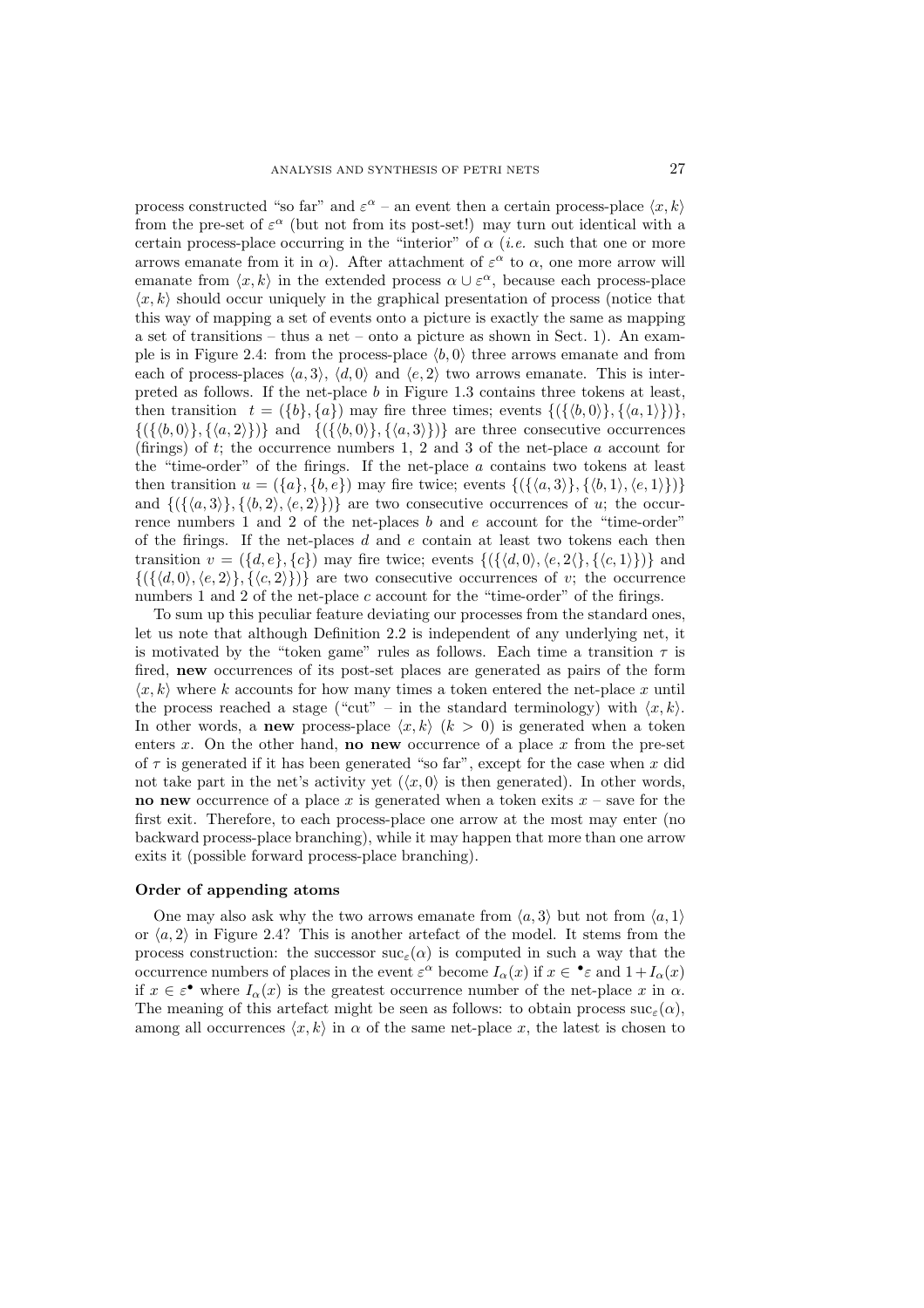process constructed "so far" and $\varepsilon^{\alpha}$ – an event then a certain process-place $\langle x, k\rangle$ from the pre-set of $\varepsilon^{\alpha}$ (but not from its post-set!) may turn out identical with a certain process-place occurring in the "interior" of $\alpha$ (*i.e.* such that one or more arrows emanate from it in $\alpha$). After attachment of $\varepsilon^{\alpha}$ to $\alpha$, one more arrow will emanate from $\langle x, k\rangle$ in the extended process $\alpha \cup \varepsilon^{\alpha}$, because each process-place $\langle x, k\rangle$ should occur uniquely in the graphical presentation of process (notice that this way of mapping a set of events onto a picture is exactly the same as mapping a set of transitions – thus a net – onto a picture as shown in Sect. 1). An example is in Figure 2.4: from the process-place $\langle b, 0\rangle$ three arrows emanate and from each of process-places $\langle a, 3\rangle$, $\langle d, 0\rangle$ and $\langle e, 2\rangle$ two arrows emanate. This is interpreted as follows. If the net-place $b$ in Figure 1.3 contains three tokens at least, then transition $t = (\{b\}, \{a\})$ may fire three times; events $\{(\{\langle b, 0\rangle\}, \{\langle a, 1\rangle\})\}$, $\{(\{\langle b, 0\rangle\}, \{\langle a, 2\rangle\})\}$ and $\{(\{\langle b, 0\rangle\}, \{\langle a, 3\rangle\})\}$ are three consecutive occurrences (firings) of $t$; the occurrence numbers 1, 2 and 3 of the net-place $a$ account for the "time-order" of the firings. If the net-place $a$ contains two tokens at least then transition $u = (\{a\}, \{b, e\})$ may fire twice; events $\{(\{\langle a, 3\rangle\}, \{\langle b, 1\rangle, \langle e, 1\rangle\})\}$ and $\{(\{\langle a, 3\rangle\}, \{\langle b, 2\rangle, \langle e, 2\rangle\})\}$ are two consecutive occurrences of $u$; the occurrence numbers 1 and 2 of the net-places $b$ and $e$ account for the "time-order" of the firings. If the net-places $d$ and $e$ contain at least two tokens each then transition $v = (\{d, e\}, \{c\})$ may fire twice; events $\{(\{\langle d, 0\rangle, \langle e, 2\langle\}, \{\langle c, 1\rangle\})\}$ and $\{(\{\langle d, 0\rangle, \langle e, 2\rangle\}, \{\langle c, 2\rangle\})\}$ are two consecutive occurrences of $v$; the occurrence numbers 1 and 2 of the net-place $c$ account for the "time-order" of the firings.

To sum up this peculiar feature deviating our processes from the standard ones, let us note that although Definition 2.2 is independent of any underlying net, it is motivated by the "token game" rules as follows. Each time a transition $\tau$ is fired, **new** occurrences of its post-set places are generated as pairs of the form $\langle x, k\rangle$ where $k$ accounts for how many times a token entered the net-place $x$ until the process reached a stage ("cut" – in the standard terminology) with $\langle x, k\rangle$. In other words, a **new** process-place $\langle x, k\rangle$ ($k > 0$) is generated when a token enters $x$. On the other hand, **no new** occurrence of a place $x$ from the pre-set of $\tau$ is generated if it has been generated "so far", except for the case when $x$ did not take part in the net's activity yet ($\langle x, 0\rangle$ is then generated). In other words, **no new** occurrence of a place $x$ is generated when a token exits $x$ – save for the first exit. Therefore, to each process-place one arrow at the most may enter (no backward process-place branching), while it may happen that more than one arrow exits it (possible forward process-place branching).

**Order of appending atoms**

One may also ask why the two arrows emanate from $\langle a, 3\rangle$ but not from $\langle a, 1\rangle$ or $\langle a, 2\rangle$ in Figure 2.4? This is another artefact of the model. It stems from the process construction: the successor $\mathrm{suc}_{\varepsilon}(\alpha)$ is computed in such a way that the occurrence numbers of places in the event $\varepsilon^{\alpha}$ become $I_{\alpha}(x)$ if $x \in {}^{\bullet}\varepsilon$ and $1 + I_{\alpha}(x)$ if $x \in \varepsilon^{\bullet}$ where $I_{\alpha}(x)$ is the greatest occurrence number of the net-place $x$ in $\alpha$. The meaning of this artefact might be seen as follows: to obtain process $\mathrm{suc}_{\varepsilon}(\alpha)$, among all occurrences $\langle x, k\rangle$ in $\alpha$ of the same net-place $x$, the latest is chosen to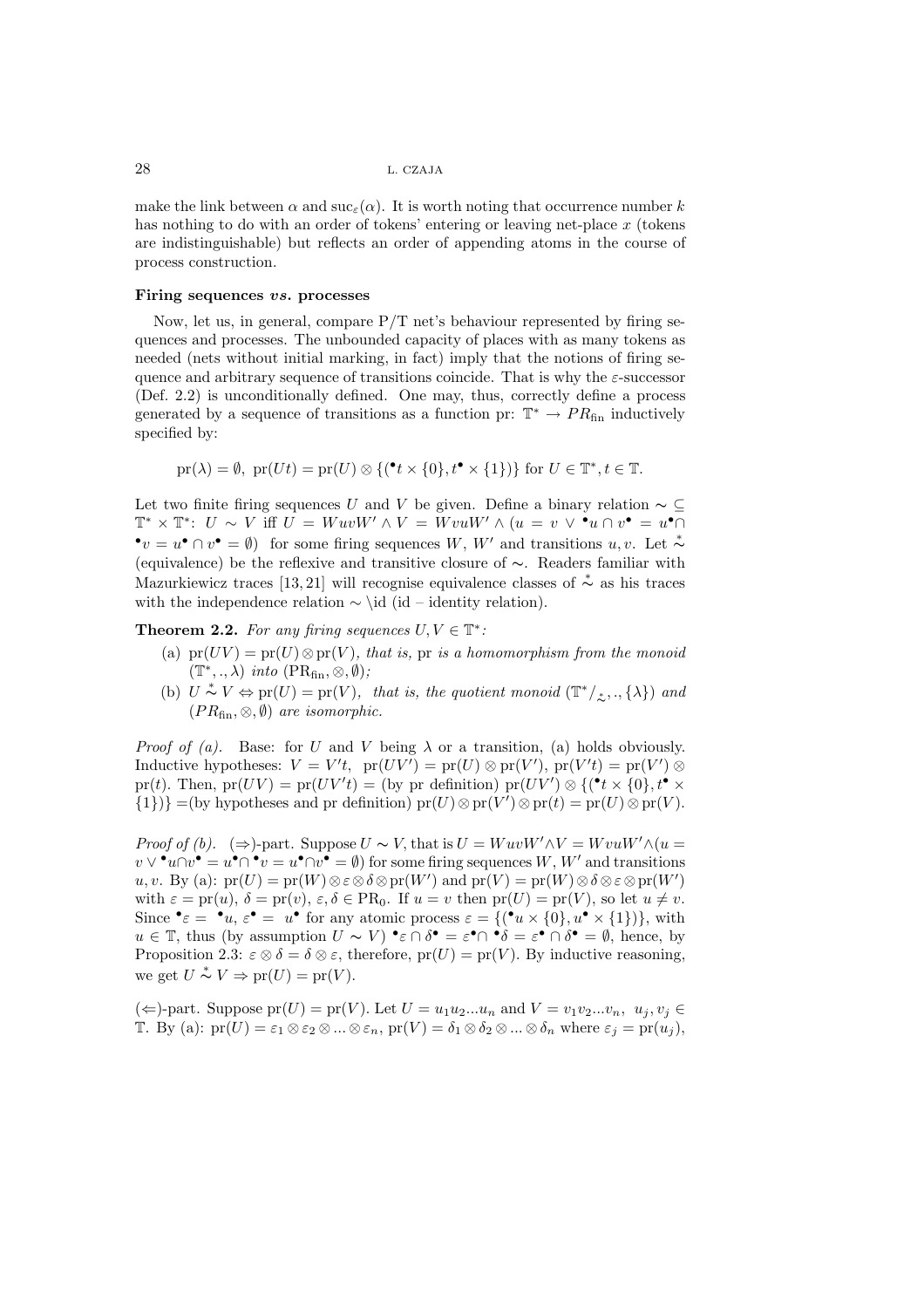make the link between $\alpha$ and $\text{suc}_\varepsilon(\alpha)$. It is worth noting that occurrence number $k$ has nothing to do with an order of tokens' entering or leaving net-place $x$ (tokens are indistinguishable) but reflects an order of appending atoms in the course of process construction.

**Firing sequences *vs.* processes**

Now, let us, in general, compare P/T net's behaviour represented by firing sequences and processes. The unbounded capacity of places with as many tokens as needed (nets without initial marking, in fact) imply that the notions of firing sequence and arbitrary sequence of transitions coincide. That is why the $\varepsilon$-successor (Def. 2.2) is unconditionally defined. One may, thus, correctly define a process generated by a sequence of transitions as a function pr: $\mathbb{T}^* \to PR_{\text{fin}}$ inductively specified by:

$$\text{pr}(\lambda) = \emptyset,\ \text{pr}(Ut) = \text{pr}(U) \otimes \{({}^\bullet t \times \{0\}, t^\bullet \times \{1\})\} \text{ for } U \in \mathbb{T}^*, t \in \mathbb{T}.$$

Let two finite firing sequences $U$ and $V$ be given. Define a binary relation $\sim\ \subseteq \mathbb{T}^* \times \mathbb{T}^*$: $U \sim V$ iff $U = WuvW' \wedge V = WvuW' \wedge (u = v \vee {}^\bullet u \cap v^\bullet = u^\bullet \cap {}^\bullet v = u^\bullet \cap v^\bullet = \emptyset)$ for some firing sequences $W$, $W'$ and transitions $u, v$. Let $\overset{*}{\sim}$ (equivalence) be the reflexive and transitive closure of $\sim$. Readers familiar with Mazurkiewicz traces [13, 21] will recognise equivalence classes of $\overset{*}{\sim}$ as his traces with the independence relation $\sim \setminus \text{id}$ (id – identity relation).

**Theorem 2.2.** *For any firing sequences $U, V \in \mathbb{T}^*$:*

- (a) $\text{pr}(UV) = \text{pr}(U) \otimes \text{pr}(V)$*, that is,* pr *is a homomorphism from the monoid* $(\mathbb{T}^*, ., \lambda)$ *into* $(\text{PR}_{\text{fin}}, \otimes, \emptyset)$*;*
- (b) $U \overset{*}{\sim} V \Leftrightarrow \text{pr}(U) = \text{pr}(V)$*, that is, the quotient monoid* $(\mathbb{T}^*/_{\overset{*}{\sim}}, ., \{\lambda\})$ *and* $(PR_{\text{fin}}, \otimes, \emptyset)$ *are isomorphic.*

*Proof of (a).* Base: for $U$ and $V$ being $\lambda$ or a transition, (a) holds obviously. Inductive hypotheses: $V = V't$, $\text{pr}(UV') = \text{pr}(U) \otimes \text{pr}(V')$, $\text{pr}(V't) = \text{pr}(V') \otimes \text{pr}(t)$. Then, $\text{pr}(UV) = \text{pr}(UV't) =$ (by pr definition) $\text{pr}(UV') \otimes \{({}^\bullet t \times \{0\}, t^\bullet \times \{1\})\} =$(by hypotheses and pr definition) $\text{pr}(U) \otimes \text{pr}(V') \otimes \text{pr}(t) = \text{pr}(U) \otimes \text{pr}(V)$.

*Proof of (b).* ($\Rightarrow$)-part. Suppose $U \sim V$, that is $U = WuvW' \wedge V = WvuW' \wedge (u = v \vee {}^\bullet u \cap v^\bullet = u^\bullet \cap {}^\bullet v = u^\bullet \cap v^\bullet = \emptyset)$ for some firing sequences $W$, $W'$ and transitions $u, v$. By (a): $\text{pr}(U) = \text{pr}(W) \otimes \varepsilon \otimes \delta \otimes \text{pr}(W')$ and $\text{pr}(V) = \text{pr}(W) \otimes \delta \otimes \varepsilon \otimes \text{pr}(W')$ with $\varepsilon = \text{pr}(u)$, $\delta = \text{pr}(v)$, $\varepsilon, \delta \in \text{PR}_0$. If $u = v$ then $\text{pr}(U) = \text{pr}(V)$, so let $u \neq v$. Since ${}^\bullet\varepsilon = {}^\bullet u$, $\varepsilon^\bullet = u^\bullet$ for any atomic process $\varepsilon = \{({}^\bullet u \times \{0\}, u^\bullet \times \{1\})\}$, with $u \in \mathbb{T}$, thus (by assumption $U \sim V$) ${}^\bullet\varepsilon \cap \delta^\bullet = \varepsilon^\bullet \cap {}^\bullet\delta = \varepsilon^\bullet \cap \delta^\bullet = \emptyset$, hence, by Proposition 2.3: $\varepsilon \otimes \delta = \delta \otimes \varepsilon$, therefore, $\text{pr}(U) = \text{pr}(V)$. By inductive reasoning, we get $U \overset{*}{\sim} V \Rightarrow \text{pr}(U) = \text{pr}(V)$.

($\Leftarrow$)-part. Suppose $\text{pr}(U) = \text{pr}(V)$. Let $U = u_1 u_2 ... u_n$ and $V = v_1 v_2 ... v_n$, $u_j, v_j \in \mathbb{T}$. By (a): $\text{pr}(U) = \varepsilon_1 \otimes \varepsilon_2 \otimes ... \otimes \varepsilon_n$, $\text{pr}(V) = \delta_1 \otimes \delta_2 \otimes ... \otimes \delta_n$ where $\varepsilon_j = \text{pr}(u_j)$,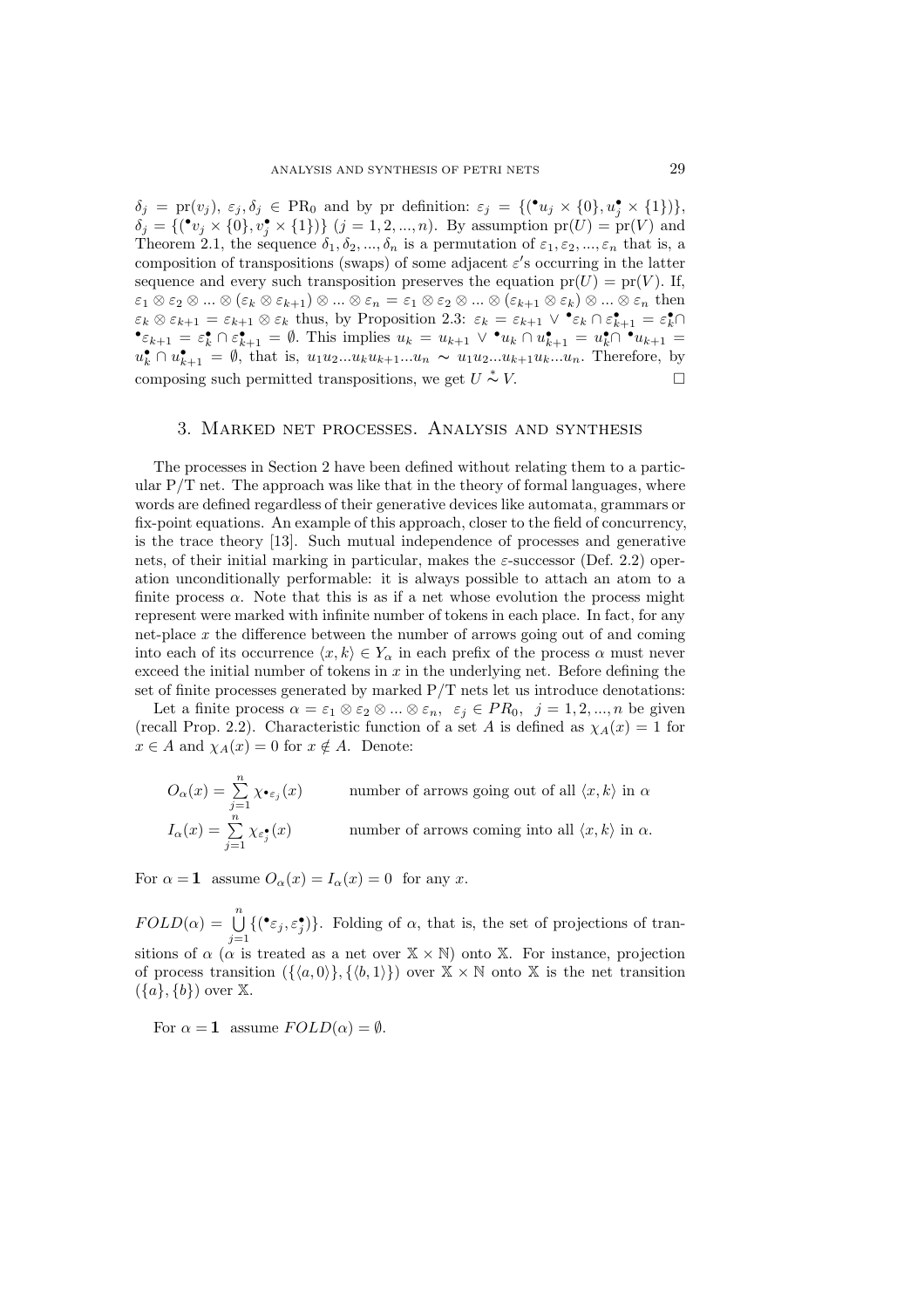$\delta_j = \mathrm{pr}(v_j)$, $\varepsilon_j, \delta_j \in \mathrm{PR}_0$ and by pr definition: $\varepsilon_j = \{({}^\bullet u_j \times \{0\}, u_j^\bullet \times \{1\})\}$, $\delta_j = \{({}^\bullet v_j \times \{0\}, v_j^\bullet \times \{1\})\}$ $(j = 1, 2, ..., n)$. By assumption $\mathrm{pr}(U) = \mathrm{pr}(V)$ and Theorem 2.1, the sequence $\delta_1, \delta_2, ..., \delta_n$ is a permutation of $\varepsilon_1, \varepsilon_2, ..., \varepsilon_n$ that is, a composition of transpositions (swaps) of some adjacent $\varepsilon'$s occurring in the latter sequence and every such transposition preserves the equation $\mathrm{pr}(U) = \mathrm{pr}(V)$. If, $\varepsilon_1 \otimes \varepsilon_2 \otimes ... \otimes (\varepsilon_k \otimes \varepsilon_{k+1}) \otimes ... \otimes \varepsilon_n = \varepsilon_1 \otimes \varepsilon_2 \otimes ... \otimes (\varepsilon_{k+1} \otimes \varepsilon_k) \otimes ... \otimes \varepsilon_n$ then $\varepsilon_k \otimes \varepsilon_{k+1} = \varepsilon_{k+1} \otimes \varepsilon_k$ thus, by Proposition 2.3: $\varepsilon_k = \varepsilon_{k+1} \vee {}^\bullet\varepsilon_k \cap \varepsilon_{k+1}^\bullet = \varepsilon_k^\bullet \cap {}^\bullet\varepsilon_{k+1} = \varepsilon_k^\bullet \cap \varepsilon_{k+1}^\bullet = \emptyset$. This implies $u_k = u_{k+1} \vee {}^\bullet u_k \cap u_{k+1}^\bullet = u_k^\bullet \cap {}^\bullet u_{k+1} = u_k^\bullet \cap u_{k+1}^\bullet = \emptyset$, that is, $u_1 u_2 ... u_k u_{k+1} ... u_n \sim u_1 u_2 ... u_{k+1} u_k ... u_n$. Therefore, by composing such permitted transpositions, we get $U \overset{*}{\sim} V$. □

## 3. Marked net processes. Analysis and synthesis

The processes in Section 2 have been defined without relating them to a particular P/T net. The approach was like that in the theory of formal languages, where words are defined regardless of their generative devices like automata, grammars or fix-point equations. An example of this approach, closer to the field of concurrency, is the trace theory [13]. Such mutual independence of processes and generative nets, of their initial marking in particular, makes the $\varepsilon$-successor (Def. 2.2) operation unconditionally performable: it is always possible to attach an atom to a finite process $\alpha$. Note that this is as if a net whose evolution the process might represent were marked with infinite number of tokens in each place. In fact, for any net-place $x$ the difference between the number of arrows going out of and coming into each of its occurrence $\langle x, k\rangle \in Y_\alpha$ in each prefix of the process $\alpha$ must never exceed the initial number of tokens in $x$ in the underlying net. Before defining the set of finite processes generated by marked P/T nets let us introduce denotations:

Let a finite process $\alpha = \varepsilon_1 \otimes \varepsilon_2 \otimes ... \otimes \varepsilon_n$, $\varepsilon_j \in PR_0$, $j = 1, 2, ..., n$ be given (recall Prop. 2.2). Characteristic function of a set $A$ is defined as $\chi_A(x) = 1$ for $x \in A$ and $\chi_A(x) = 0$ for $x \notin A$. Denote:

$O_\alpha(x) = \sum_{j=1}^{n} \chi_{{}^\bullet\varepsilon_j}(x)$ number of arrows going out of all $\langle x, k\rangle$ in $\alpha$

$I_\alpha(x) = \sum_{j=1}^{n} \chi_{\varepsilon_j^\bullet}(x)$ number of arrows coming into all $\langle x, k\rangle$ in $\alpha$.

For $\alpha = \mathbf{1}$ assume $O_\alpha(x) = I_\alpha(x) = 0$ for any $x$.

$FOLD(\alpha) = \bigcup_{j=1}^{n} \{({}^\bullet\varepsilon_j, \varepsilon_j^\bullet)\}$. Folding of $\alpha$, that is, the set of projections of transitions of $\alpha$ ($\alpha$ is treated as a net over $\mathbb{X} \times \mathbb{N}$) onto $\mathbb{X}$. For instance, projection of process transition $(\{\langle a, 0\rangle\}, \{\langle b, 1\rangle\})$ over $\mathbb{X} \times \mathbb{N}$ onto $\mathbb{X}$ is the net transition $(\{a\}, \{b\})$ over $\mathbb{X}$.

For $\alpha = \mathbf{1}$ assume $FOLD(\alpha) = \emptyset$.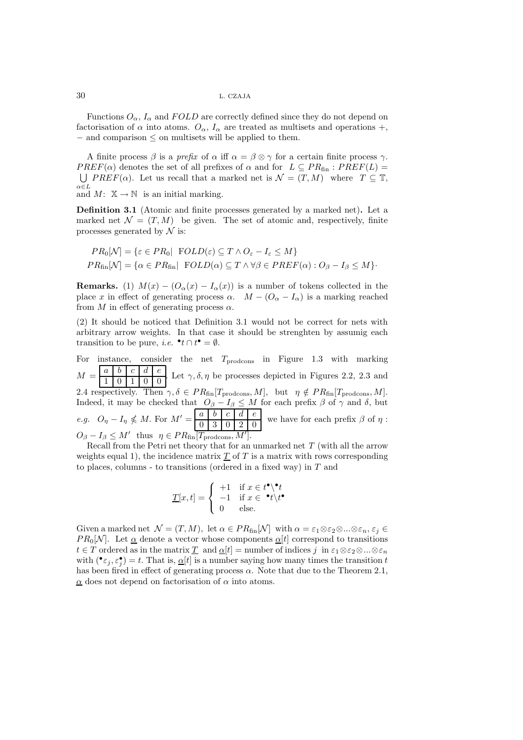Functions $O_\alpha$, $I_\alpha$ and $FOLD$ are correctly defined since they do not depend on factorisation of $\alpha$ into atoms. $O_\alpha$, $I_\alpha$ are treated as multisets and operations $+$, $-$ and comparison $\leq$ on multisets will be applied to them.

A finite process $\beta$ is a *prefix* of $\alpha$ iff $\alpha = \beta \otimes \gamma$ for a certain finite process $\gamma$. $PREF(\alpha)$ denotes the set of all prefixes of $\alpha$ and for $L \subseteq PR_{\text{fin}}$ : $PREF(L) = \bigcup_{\alpha \in L} PREF(\alpha)$. Let us recall that a marked net is $\mathcal{N} = (T, M)$ where $T \subseteq \mathbb{T}$, and $M$: $\mathbb{X} \to \mathbb{N}$ is an initial marking.

**Definition 3.1** (Atomic and finite processes generated by a marked net)**.** Let a marked net $\mathcal{N} = (T, M)$ be given. The set of atomic and, respectively, finite processes generated by $\mathcal{N}$ is:

$$PR_0[\mathcal{N}] = \{\varepsilon \in PR_0 |\ \text{FOLD}(\varepsilon) \subseteq T \wedge O_\varepsilon - I_\varepsilon \leq M\}$$

$$PR_{\text{fin}}[\mathcal{N}] = \{\alpha \in PR_{\text{fin}} |\ \text{FOLD}(\alpha) \subseteq T \wedge \forall \beta \in PREF(\alpha) : O_\beta - I_\beta \leq M\}\cdot$$

**Remarks.** (1) $M(x) - (O_\alpha(x) - I_\alpha(x))$ is a number of tokens collected in the place $x$ in effect of generating process $\alpha$. $M - (O_\alpha - I_\alpha)$ is a marking reached from $M$ in effect of generating process $\alpha$.

(2) It should be noticed that Definition 3.1 would not be correct for nets with arbitrary arrow weights. In that case it should be strenghten by assumig each transition to be pure, *i.e.* ${}^\bullet t \cap t^\bullet = \emptyset$.

For instance, consider the net $T_{\text{prodcons}}$ in Figure 1.3 with marking $M =$

| $a$ | $b$ | $c$ | $d$ | $e$ |
|---|---|---|---|---|
| 1 | 0 | 1 | 0 | 0 |

. Let $\gamma, \delta, \eta$ be processes depicted in Figures 2.2, 2.3 and 2.4 respectively. Then $\gamma, \delta \in PR_{\text{fin}}[T_{\text{prodcons}}, M]$, but $\eta \notin PR_{\text{fin}}[T_{\text{prodcons}}, M]$. Indeed, it may be checked that $O_\beta - I_\beta \leq M$ for each prefix $\beta$ of $\gamma$ and $\delta$, but *e.g.* $O_\eta - I_\eta \nleq M$. For $M' =$

| $a$ | $b$ | $c$ | $d$ | $e$ |
|---|---|---|---|---|
| 0 | 3 | 0 | 2 | 0 |

we have for each prefix $\beta$ of $\eta$ : $O_\beta - I_\beta \leq M'$ thus $\eta \in PR_{\text{fin}}[T_{\text{prodcons}}, M']$.

Recall from the Petri net theory that for an unmarked net $T$ (with all the arrow weights equal 1), the incidence matrix $\underline{T}$ of $T$ is a matrix with rows corresponding to places, columns - to transitions (ordered in a fixed way) in $T$ and

$$\underline{T}[x,t] = \begin{cases} +1 & \text{if } x \in t^\bullet \backslash {}^\bullet t \\ -1 & \text{if } x \in {}^\bullet t \backslash t^\bullet \\ 0 & \text{else.} \end{cases}$$

Given a marked net $\mathcal{N} = (T, M)$, let $\alpha \in PR_{\text{fin}}[\mathcal{N}]$ with $\alpha = \varepsilon_1 \otimes \varepsilon_2 \otimes ... \otimes \varepsilon_n$, $\varepsilon_j \in PR_0[\mathcal{N}]$. Let $\underline{\alpha}$ denote a vector whose components $\underline{\alpha}[t]$ correspond to transitions $t \in T$ ordered as in the matrix $\underline{T}$ and $\underline{\alpha}[t]$ = number of indices $j$ in $\varepsilon_1 \otimes \varepsilon_2 \otimes ... \otimes \varepsilon_n$ with $({}^\bullet\varepsilon_j, \varepsilon_j^\bullet) = t$. That is, $\underline{\alpha}[t]$ is a number saying how many times the transition $t$ has been fired in effect of generating process $\alpha$. Note that due to the Theorem 2.1, $\underline{\alpha}$ does not depend on factorisation of $\alpha$ into atoms.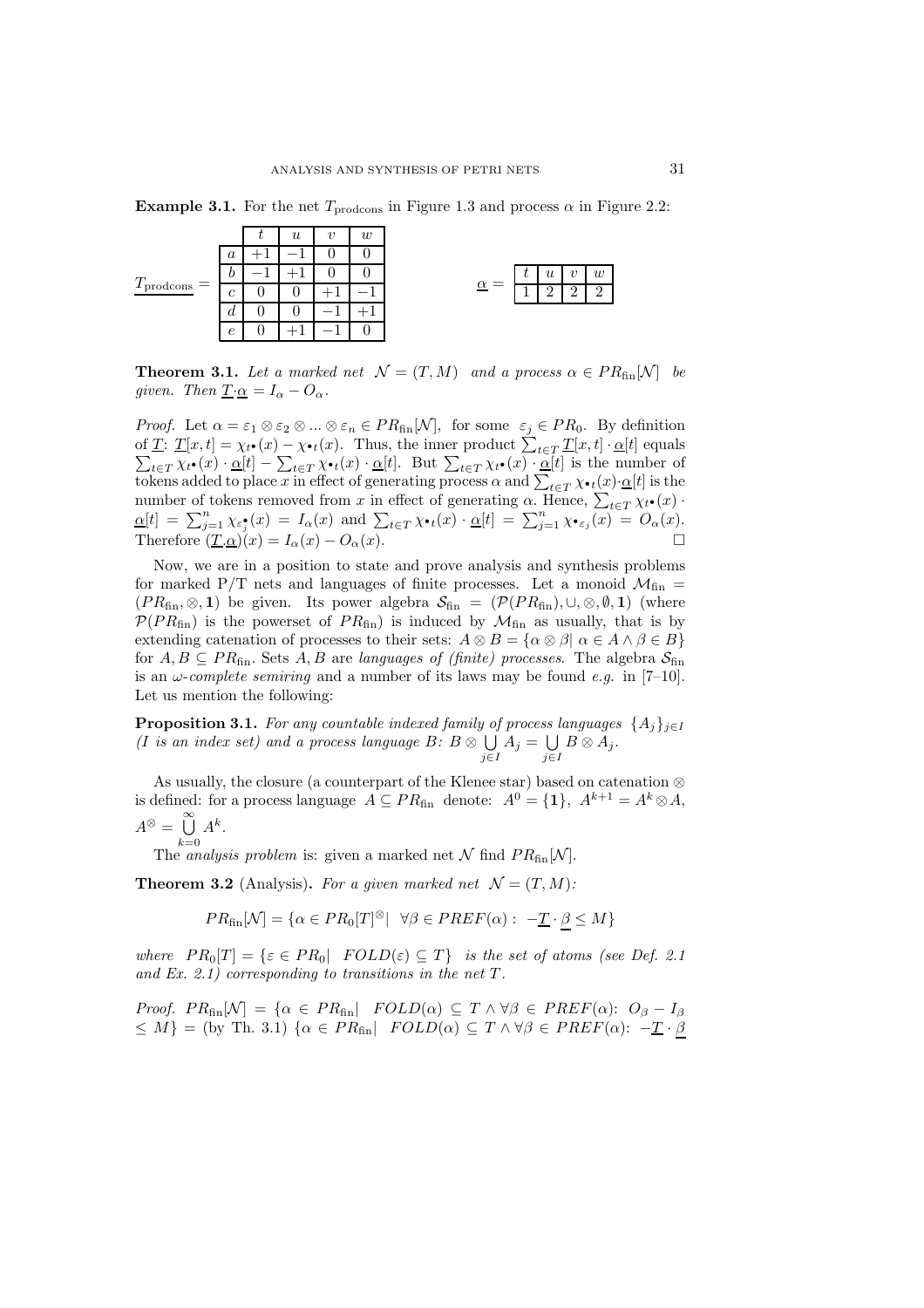**Example 3.1.** For the net $T_{\text{prodcons}}$ in Figure 1.3 and process $\alpha$ in Figure 2.2:

$\underline{T_{\text{prodcons}}} =$

| | $t$ | $u$ | $v$ | $w$ |
|---|---|---|---|---|
| $a$ | $+1$ | $-1$ | $0$ | $0$ |
| $b$ | $-1$ | $+1$ | $0$ | $0$ |
| $c$ | $0$ | $0$ | $+1$ | $-1$ |
| $d$ | $0$ | $0$ | $-1$ | $+1$ |
| $e$ | $0$ | $+1$ | $-1$ | $0$ |

$\underline{\alpha} =$

| $t$ | $u$ | $v$ | $w$ |
|---|---|---|---|
| 1 | 2 | 2 | 2 |

**Theorem 3.1.** *Let a marked net $\mathcal{N} = (T, M)$ and a process $\alpha \in PR_{\text{fin}}[\mathcal{N}]$ be given. Then $\underline{T} \cdot \underline{\alpha} = I_\alpha - O_\alpha$.*

*Proof.* Let $\alpha = \varepsilon_1 \otimes \varepsilon_2 \otimes ... \otimes \varepsilon_n \in PR_{\text{fin}}[\mathcal{N}]$, for some $\varepsilon_j \in PR_0$. By definition of $\underline{T}$: $\underline{T}[x,t] = \chi_{t^\bullet}(x) - \chi_{{}^\bullet t}(x)$. Thus, the inner product $\sum_{t \in T} \underline{T}[x,t] \cdot \underline{\alpha}[t]$ equals $\sum_{t \in T} \chi_{t^\bullet}(x) \cdot \underline{\alpha}[t] - \sum_{t \in T} \chi_{{}^\bullet t}(x) \cdot \underline{\alpha}[t]$. But $\sum_{t \in T} \chi_{t^\bullet}(x) \cdot \underline{\alpha}[t]$ is the number of tokens added to place $x$ in effect of generating process $\alpha$ and $\sum_{t \in T} \chi_{{}^\bullet t}(x) \cdot \underline{\alpha}[t]$ is the number of tokens removed from $x$ in effect of generating $\alpha$. Hence, $\sum_{t \in T} \chi_{t^\bullet}(x) \cdot \underline{\alpha}[t] = \sum_{j=1}^{n} \chi_{\varepsilon_j^\bullet}(x) = I_\alpha(x)$ and $\sum_{t \in T} \chi_{{}^\bullet t}(x) \cdot \underline{\alpha}[t] = \sum_{j=1}^{n} \chi_{{}^\bullet \varepsilon_j}(x) = O_\alpha(x)$. Therefore $(\underline{T}.\underline{\alpha})(x) = I_\alpha(x) - O_\alpha(x)$. □

Now, we are in a position to state and prove analysis and synthesis problems for marked P/T nets and languages of finite processes. Let a monoid $\mathcal{M}_{\text{fin}} = (PR_{\text{fin}}, \otimes, \mathbf{1})$ be given. Its power algebra $\mathcal{S}_{\text{fin}} = (\mathcal{P}(PR_{\text{fin}}), \cup, \otimes, \emptyset, \mathbf{1})$ (where $\mathcal{P}(PR_{\text{fin}})$ is the powerset of $PR_{\text{fin}}$) is induced by $\mathcal{M}_{\text{fin}}$ as usually, that is by extending catenation of processes to their sets: $A \otimes B = \{\alpha \otimes \beta | \ \alpha \in A \wedge \beta \in B\}$ for $A, B \subseteq PR_{\text{fin}}$. Sets $A, B$ are *languages of (finite) processes*. The algebra $\mathcal{S}_{\text{fin}}$ is an *$\omega$-complete semiring* and a number of its laws may be found *e.g.* in [7–10]. Let us mention the following:

**Proposition 3.1.** *For any countable indexed family of process languages $\{A_j\}_{j \in I}$ (I is an index set) and a process language B: $B \otimes \bigcup_{j \in I} A_j = \bigcup_{j \in I} B \otimes A_j$.*

As usually, the closure (a counterpart of the Klenee star) based on catenation $\otimes$ is defined: for a process language $A \subseteq PR_{\text{fin}}$ denote: $A^0 = \{\mathbf{1}\}$, $A^{k+1} = A^k \otimes A$, $A^\otimes = \bigcup_{k=0}^{\infty} A^k$.

The *analysis problem* is: given a marked net $\mathcal{N}$ find $PR_{\text{fin}}[\mathcal{N}]$.

**Theorem 3.2** (Analysis)**.** *For a given marked net $\mathcal{N} = (T, M)$:*

$$PR_{\text{fin}}[\mathcal{N}] = \{\alpha \in PR_0[T]^\otimes | \ \ \forall \beta \in PREF(\alpha) : \ -\underline{T} \cdot \underline{\beta} \leq M\}$$

*where $PR_0[T] = \{\varepsilon \in PR_0 | \ \ FOLD(\varepsilon) \subseteq T\}$ is the set of atoms (see Def. 2.1 and Ex. 2.1) corresponding to transitions in the net $T$.*

*Proof.* $PR_{\text{fin}}[\mathcal{N}] = \{\alpha \in PR_{\text{fin}} | \ \ FOLD(\alpha) \subseteq T \wedge \forall \beta \in PREF(\alpha)$: $O_\beta - I_\beta \leq M\}$ = (by Th. 3.1) $\{\alpha \in PR_{\text{fin}} | \ \ FOLD(\alpha) \subseteq T \wedge \forall \beta \in PREF(\alpha)$: $-\underline{T} \cdot \underline{\beta}$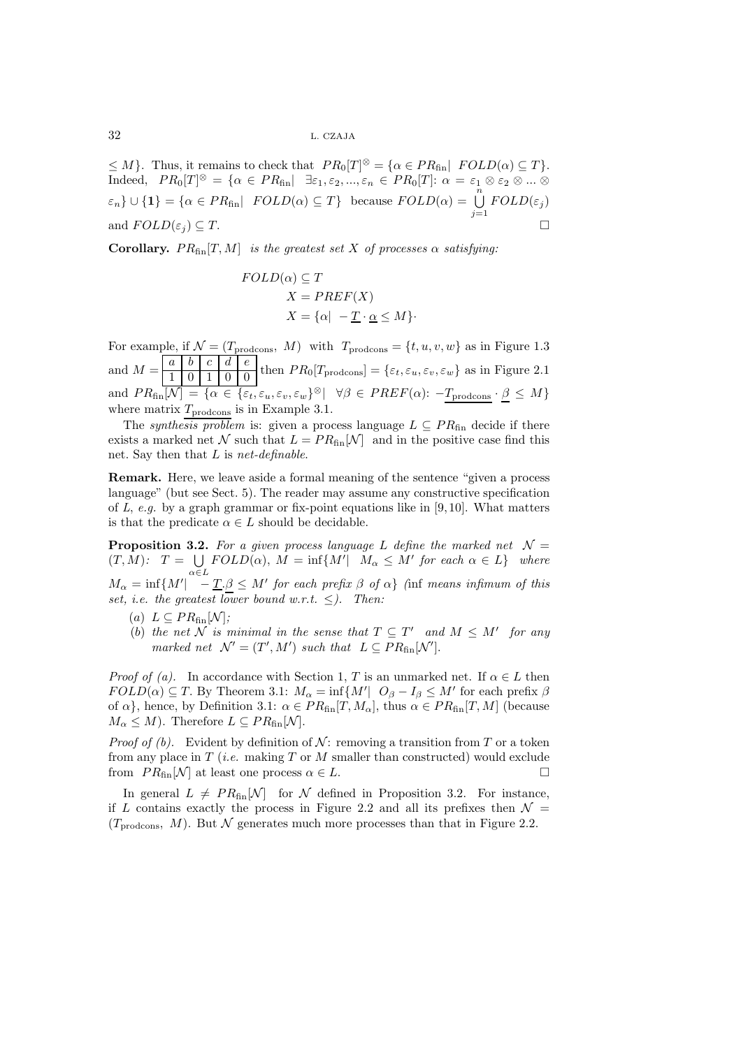$\leq M\}$. Thus, it remains to check that $PR_0[T]^{\otimes} = \{\alpha \in PR_{\text{fin}} |\ FOLD(\alpha) \subseteq T\}$. Indeed, $PR_0[T]^{\otimes} = \{\alpha \in PR_{\text{fin}} |\ \exists \varepsilon_1, \varepsilon_2, ..., \varepsilon_n \in PR_0[T]\colon \alpha = \varepsilon_1 \otimes \varepsilon_2 \otimes ... \otimes \varepsilon_n\} \cup \{\mathbf{1}\} = \{\alpha \in PR_{\text{fin}} |\ FOLD(\alpha) \subseteq T\}$ because $FOLD(\alpha) = \bigcup_{j=1}^{n} FOLD(\varepsilon_j)$ and $FOLD(\varepsilon_j) \subseteq T$. □

**Corollary.** *$PR_{\text{fin}}[T, M]$ is the greatest set $X$ of processes $\alpha$ satisfying:*

$$FOLD(\alpha) \subseteq T$$
$$X = PREF(X)$$
$$X = \{\alpha |\ -\underline{T} \cdot \underline{\alpha} \leq M\}\cdot$$

For example, if $\mathcal{N} = (T_{\text{prodcons}},\ M)$ with $T_{\text{prodcons}} = \{t, u, v, w\}$ as in Figure 1.3 and $M = \begin{array}{|c|c|c|c|c|}\hline a & b & c & d & e \\ \hline 1 & 0 & 1 & 0 & 0 \\ \hline\end{array}$ then $PR_0[T_{\text{prodcons}}] = \{\varepsilon_t, \varepsilon_u, \varepsilon_v, \varepsilon_w\}$ as in Figure 2.1 and $PR_{\text{fin}}[\mathcal{N}] = \{\alpha \in \{\varepsilon_t, \varepsilon_u, \varepsilon_v, \varepsilon_w\}^{\otimes} |\ \ \forall \beta \in PREF(\alpha)\colon -\underline{T_{\text{prodcons}}} \cdot \underline{\beta} \leq M\}$ where matrix $\underline{T_{\text{prodcons}}}$ is in Example 3.1.

The *synthesis problem* is: given a process language $L \subseteq PR_{\text{fin}}$ decide if there exists a marked net $\mathcal{N}$ such that $L = PR_{\text{fin}}[\mathcal{N}]$ and in the positive case find this net. Say then that $L$ is *net-definable*.

**Remark.** Here, we leave aside a formal meaning of the sentence "given a process language" (but see Sect. 5). The reader may assume any constructive specification of $L$, *e.g.* by a graph grammar or fix-point equations like in [9,10]. What matters is that the predicate $\alpha \in L$ should be decidable.

**Proposition 3.2.** *For a given process language $L$ define the marked net $\mathcal{N} = (T, M)$: $T = \bigcup_{\alpha \in L} FOLD(\alpha)$, $M = \inf\{M' |\ \ M_\alpha \leq M'$ for each $\alpha \in L\}$ where $M_\alpha = \inf\{M' |\ \ -\underline{T}.\underline{\beta} \leq M'$ for each prefix $\beta$ of $\alpha\}$ (*inf *means infimum of this set, i.e. the greatest lower bound w.r.t. $\leq$). Then:*

(*a*) *$L \subseteq PR_{\text{fin}}[\mathcal{N}]$;*
(*b*) *the net $\mathcal{N}$ is minimal in the sense that $T \subseteq T'$ and $M \leq M'$ for any marked net $\mathcal{N}' = (T', M')$ such that $L \subseteq PR_{\text{fin}}[\mathcal{N}']$.*

*Proof of (a).* In accordance with Section 1, $T$ is an unmarked net. If $\alpha \in L$ then $FOLD(\alpha) \subseteq T$. By Theorem 3.1: $M_\alpha = \inf\{M' |\ \ O_\beta - I_\beta \leq M'$ for each prefix $\beta$ of $\alpha\}$, hence, by Definition 3.1: $\alpha \in PR_{\text{fin}}[T, M_\alpha]$, thus $\alpha \in PR_{\text{fin}}[T, M]$ (because $M_\alpha \leq M$). Therefore $L \subseteq PR_{\text{fin}}[\mathcal{N}]$.

*Proof of (b).* Evident by definition of $\mathcal{N}$: removing a transition from $T$ or a token from any place in $T$ (*i.e.* making $T$ or $M$ smaller than constructed) would exclude from $PR_{\text{fin}}[\mathcal{N}]$ at least one process $\alpha \in L$. □

In general $L \neq PR_{\text{fin}}[\mathcal{N}]$ for $\mathcal{N}$ defined in Proposition 3.2. For instance, if $L$ contains exactly the process in Figure 2.2 and all its prefixes then $\mathcal{N} = (T_{\text{prodcons}},\ M)$. But $\mathcal{N}$ generates much more processes than that in Figure 2.2.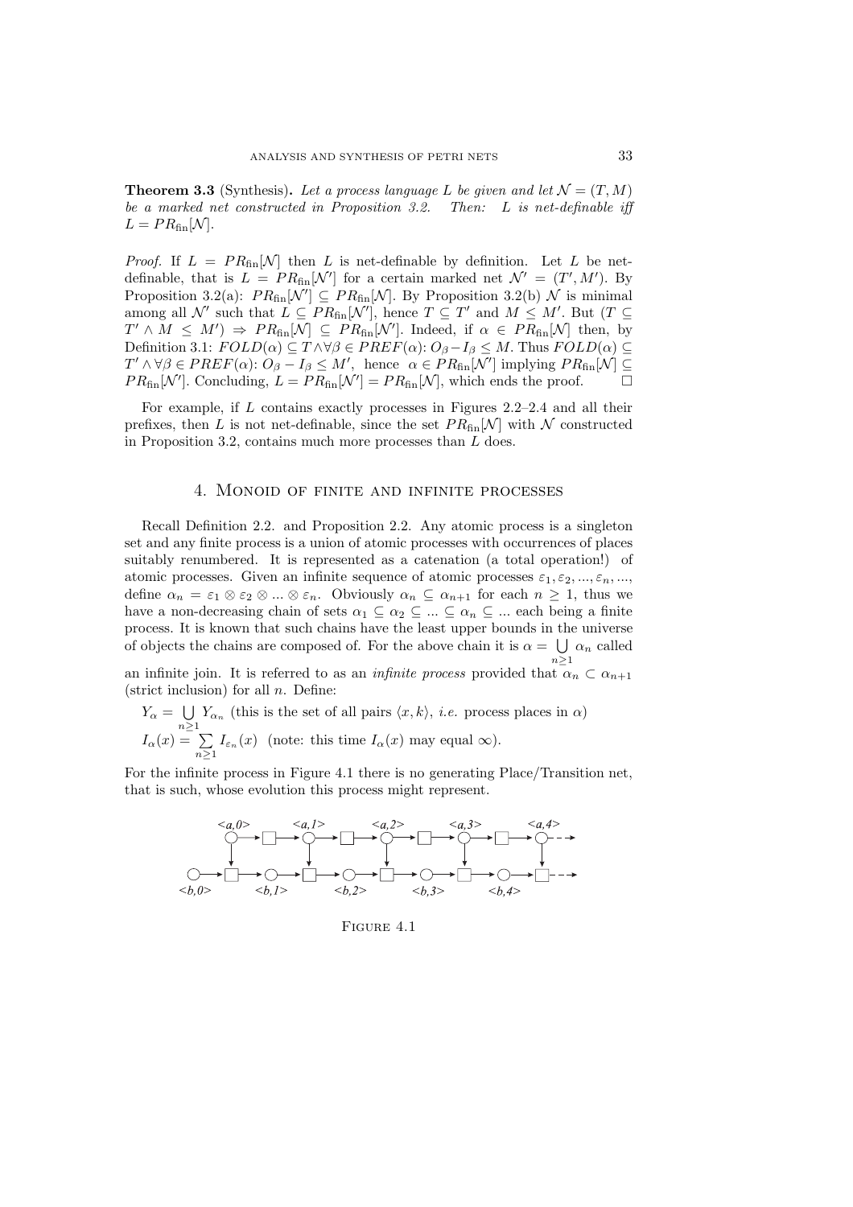**Theorem 3.3** (Synthesis)**.** *Let a process language $L$ be given and let $\mathcal{N} = (T, M)$ be a marked net constructed in Proposition 3.2. Then: $L$ is net-definable iff $L = PR_{\text{fin}}[\mathcal{N}]$.*

*Proof.* If $L = PR_{\text{fin}}[\mathcal{N}]$ then $L$ is net-definable by definition. Let $L$ be net-definable, that is $L = PR_{\text{fin}}[\mathcal{N}']$ for a certain marked net $\mathcal{N}' = (T', M')$. By Proposition 3.2(a): $PR_{\text{fin}}[\mathcal{N}'] \subseteq PR_{\text{fin}}[\mathcal{N}]$. By Proposition 3.2(b) $\mathcal{N}$ is minimal among all $\mathcal{N}'$ such that $L \subseteq PR_{\text{fin}}[\mathcal{N}']$, hence $T \subseteq T'$ and $M \leq M'$. But $(T \subseteq T' \wedge M \leq M') \Rightarrow PR_{\text{fin}}[\mathcal{N}] \subseteq PR_{\text{fin}}[\mathcal{N}']$. Indeed, if $\alpha \in PR_{\text{fin}}[\mathcal{N}]$ then, by Definition 3.1: $FOLD(\alpha) \subseteq T \wedge \forall \beta \in PREF(\alpha)$: $O_\beta - I_\beta \leq M$. Thus $FOLD(\alpha) \subseteq T' \wedge \forall \beta \in PREF(\alpha)$: $O_\beta - I_\beta \leq M'$, hence $\alpha \in PR_{\text{fin}}[\mathcal{N}']$ implying $PR_{\text{fin}}[\mathcal{N}] \subseteq PR_{\text{fin}}[\mathcal{N}']$. Concluding, $L = PR_{\text{fin}}[\mathcal{N}'] = PR_{\text{fin}}[\mathcal{N}]$, which ends the proof. □

For example, if $L$ contains exactly processes in Figures 2.2–2.4 and all their prefixes, then $L$ is not net-definable, since the set $PR_{\text{fin}}[\mathcal{N}]$ with $\mathcal{N}$ constructed in Proposition 3.2, contains much more processes than $L$ does.

## 4. Monoid of finite and infinite processes

Recall Definition 2.2. and Proposition 2.2. Any atomic process is a singleton set and any finite process is a union of atomic processes with occurrences of places suitably renumbered. It is represented as a catenation (a total operation!) of atomic processes. Given an infinite sequence of atomic processes $\varepsilon_1, \varepsilon_2, ..., \varepsilon_n, ...,$ define $\alpha_n = \varepsilon_1 \otimes \varepsilon_2 \otimes ... \otimes \varepsilon_n$. Obviously $\alpha_n \subseteq \alpha_{n+1}$ for each $n \geq 1$, thus we have a non-decreasing chain of sets $\alpha_1 \subseteq \alpha_2 \subseteq ... \subseteq \alpha_n \subseteq ...$ each being a finite process. It is known that such chains have the least upper bounds in the universe of objects the chains are composed of. For the above chain it is $\alpha = \bigcup_{n \geq 1} \alpha_n$ called an infinite join. It is referred to as an *infinite process* provided that $\alpha_n \subset \alpha_{n+1}$ (strict inclusion) for all $n$. Define:

$Y_\alpha = \bigcup_{n \geq 1} Y_{\alpha_n}$ (this is the set of all pairs $\langle x, k \rangle$, *i.e.* process places in $\alpha$)

$I_\alpha(x) = \sum_{n \geq 1} I_{\varepsilon_n}(x)$ (note: this time $I_\alpha(x)$ may equal $\infty$).

For the infinite process in Figure 4.1 there is no generating Place/Transition net, that is such, whose evolution this process might represent.

<a,0>
<a,1>
<a,2>
<a,3>
<a,4>
<b,0>
<b,1>
<b,2>
<b,3>
<b,4>

Figure 4.1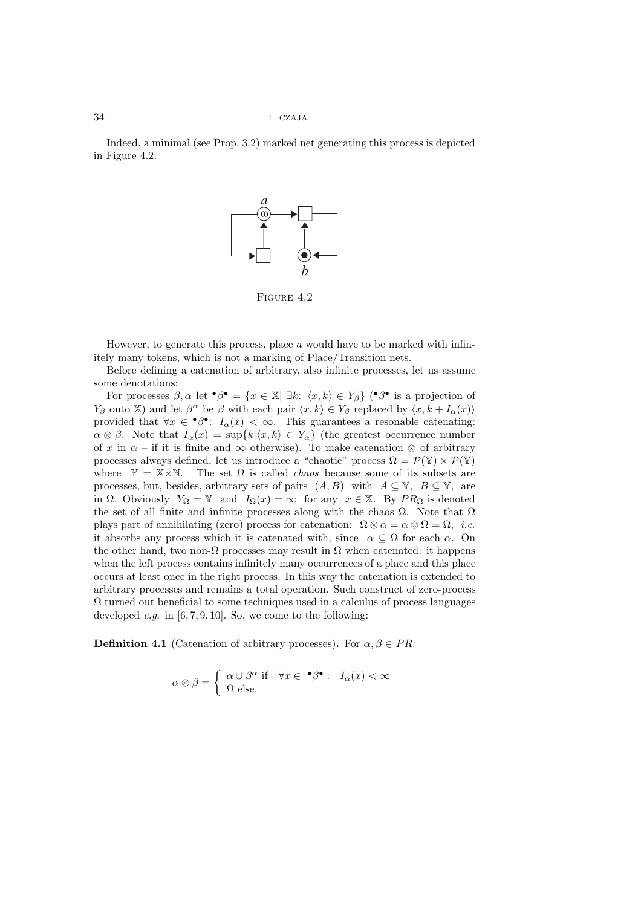Indeed, a minimal (see Prop. 3.2) marked net generating this process is depicted in Figure 4.2.

a

ω

b

Figure 4.2

However, to generate this process, place $a$ would have to be marked with infinitely many tokens, which is not a marking of Place/Transition nets.

Before defining a catenation of arbitrary, also infinite processes, let us assume some denotations:

For processes $\beta, \alpha$ let ${}^\bullet\beta^\bullet = \{x \in \mathbb{X} | \ \exists k\colon \ \langle x, k\rangle \in Y_\beta\}$ (${}^\bullet\beta^\bullet$ is a projection of $Y_\beta$ onto $\mathbb{X}$) and let $\beta^\alpha$ be $\beta$ with each pair $\langle x, k\rangle \in Y_\beta$ replaced by $\langle x, k + I_\alpha(x)\rangle$ provided that $\forall x \in {}^\bullet\beta^\bullet\colon \ I_\alpha(x) < \infty$. This guarantees a resonable catenating: $\alpha \otimes \beta$. Note that $I_\alpha(x) = \sup\{k | \langle x, k\rangle \in Y_\alpha\}$ (the greatest occurrence number of $x$ in $\alpha$ – if it is finite and $\infty$ otherwise). To make catenation $\otimes$ of arbitrary processes always defined, let us introduce a "chaotic" process $\Omega = \mathcal{P}(\mathbb{Y}) \times \mathcal{P}(\mathbb{Y})$ where $\mathbb{Y} = \mathbb{X} \times \mathbb{N}$. The set $\Omega$ is called *chaos* because some of its subsets are processes, but, besides, arbitrary sets of pairs $(A, B)$ with $A \subseteq \mathbb{Y}$, $B \subseteq \mathbb{Y}$, are in $\Omega$. Obviously $Y_\Omega = \mathbb{Y}$ and $I_\Omega(x) = \infty$ for any $x \in \mathbb{X}$. By $PR_\Omega$ is denoted the set of all finite and infinite processes along with the chaos $\Omega$. Note that $\Omega$ plays part of annihilating (zero) process for catenation: $\Omega \otimes \alpha = \alpha \otimes \Omega = \Omega$, *i.e.* it absorbs any process which it is catenated with, since $\alpha \subseteq \Omega$ for each $\alpha$. On the other hand, two non-$\Omega$ processes may result in $\Omega$ when catenated: it happens when the left process contains infinitely many occurrences of a place and this place occurs at least once in the right process. In this way the catenation is extended to arbitrary processes and remains a total operation. Such construct of zero-process $\Omega$ turned out beneficial to some techniques used in a calculus of process languages developed *e.g.* in [6, 7, 9, 10]. So, we come to the following:

**Definition 4.1** (Catenation of arbitrary processes)**.** For $\alpha, \beta \in PR$:

$$\alpha \otimes \beta = \begin{cases} \alpha \cup \beta^\alpha \text{ if } \ \ \forall x \in {}^\bullet\beta^\bullet: \ \ I_\alpha(x) < \infty \\ \Omega \text{ else.} \end{cases}$$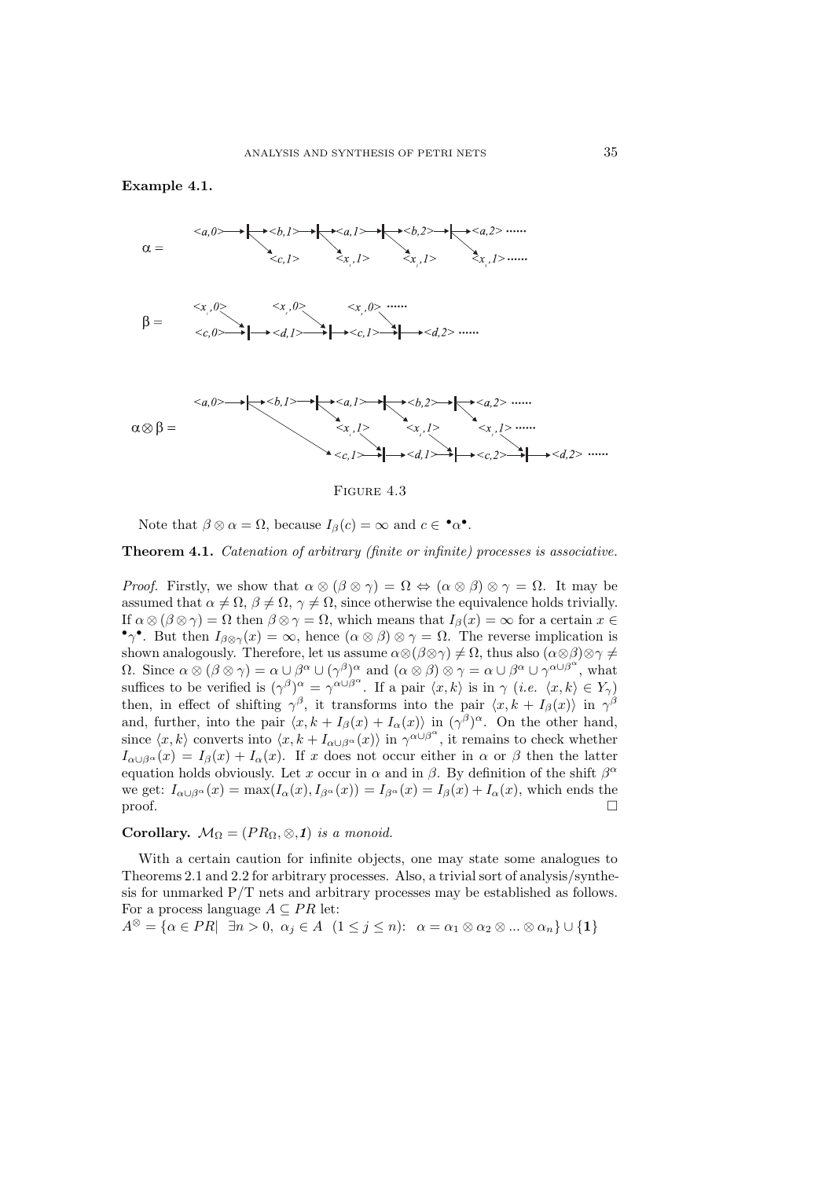**Example 4.1.**

Figure 4.3

Note that $\beta \otimes \alpha = \Omega$, because $I_\beta(c) = \infty$ and $c \in {}^\bullet\alpha^\bullet$.

**Theorem 4.1.** *Catenation of arbitrary (finite or infinite) processes is associative.*

*Proof.* Firstly, we show that $\alpha \otimes (\beta \otimes \gamma) = \Omega \Leftrightarrow (\alpha \otimes \beta) \otimes \gamma = \Omega$. It may be assumed that $\alpha \neq \Omega$, $\beta \neq \Omega$, $\gamma \neq \Omega$, since otherwise the equivalence holds trivially. If $\alpha \otimes (\beta \otimes \gamma) = \Omega$ then $\beta \otimes \gamma = \Omega$, which means that $I_\beta(x) = \infty$ for a certain $x \in {}^\bullet\gamma^\bullet$. But then $I_{\beta\otimes\gamma}(x) = \infty$, hence $(\alpha \otimes \beta) \otimes \gamma = \Omega$. The reverse implication is shown analogously. Therefore, let us assume $\alpha \otimes (\beta \otimes \gamma) \neq \Omega$, thus also $(\alpha \otimes \beta) \otimes \gamma \neq \Omega$. Since $\alpha \otimes (\beta \otimes \gamma) = \alpha \cup \beta^\alpha \cup (\gamma^\beta)^\alpha$ and $(\alpha \otimes \beta) \otimes \gamma = \alpha \cup \beta^\alpha \cup \gamma^{\alpha\cup\beta^\alpha}$, what suffices to be verified is $(\gamma^\beta)^\alpha = \gamma^{\alpha\cup\beta^\alpha}$. If a pair $\langle x, k\rangle$ is in $\gamma$ (*i.e.* $\langle x, k\rangle \in Y_\gamma$) then, in effect of shifting $\gamma^\beta$, it transforms into the pair $\langle x, k + I_\beta(x)\rangle$ in $\gamma^\beta$ and, further, into the pair $\langle x, k + I_\beta(x) + I_\alpha(x)\rangle$ in $(\gamma^\beta)^\alpha$. On the other hand, since $\langle x, k\rangle$ converts into $\langle x, k + I_{\alpha\cup\beta^\alpha}(x)\rangle$ in $\gamma^{\alpha\cup\beta^\alpha}$, it remains to check whether $I_{\alpha\cup\beta^\alpha}(x) = I_\beta(x) + I_\alpha(x)$. If $x$ does not occur either in $\alpha$ or $\beta$ then the latter equation holds obviously. Let $x$ occur in $\alpha$ and in $\beta$. By definition of the shift $\beta^\alpha$ we get: $I_{\alpha\cup\beta^\alpha}(x) = \max(I_\alpha(x), I_{\beta^\alpha}(x)) = I_{\beta^\alpha}(x) = I_\beta(x) + I_\alpha(x)$, which ends the proof. $\square$

**Corollary.** *$\mathcal{M}_\Omega = (PR_\Omega, \otimes, \mathbf{1})$ is a monoid.*

With a certain caution for infinite objects, one may state some analogues to Theorems 2.1 and 2.2 for arbitrary processes. Also, a trivial sort of analysis/synthesis for unmarked P/T nets and arbitrary processes may be established as follows. For a process language $A \subseteq PR$ let:

$A^\otimes = \{\alpha \in PR|\ \ \exists n > 0,\ \alpha_j \in A\ \ (1 \leq j \leq n):\ \ \alpha = \alpha_1 \otimes \alpha_2 \otimes ... \otimes \alpha_n\} \cup \{\mathbf{1}\}$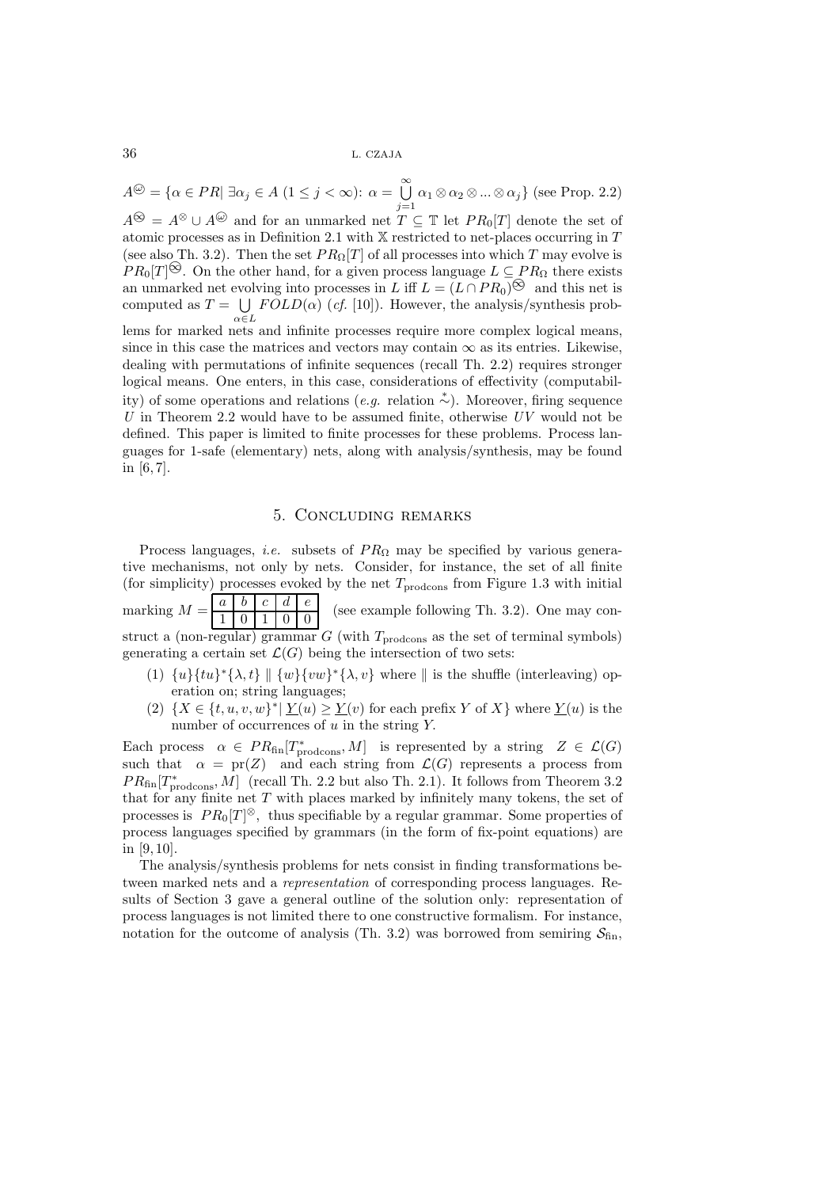$A^{\circledcirc} = \{\alpha \in PR |\ \exists \alpha_j \in A\ (1 \leq j < \infty)\colon\ \alpha = \bigcup_{j=1}^{\infty} \alpha_1 \otimes \alpha_2 \otimes \ldots \otimes \alpha_j\}$ (see Prop. 2.2)

$A^{\circledast} = A^{\otimes} \cup A^{\circledcirc}$ and for an unmarked net $T \subseteq \mathbb{T}$ let $PR_0[T]$ denote the set of atomic processes as in Definition 2.1 with $\mathbb{X}$ restricted to net-places occurring in $T$ (see also Th. 3.2). Then the set $PR_\Omega[T]$ of all processes into which $T$ may evolve is $PR_0[T]^{\circledast}$. On the other hand, for a given process language $L \subseteq PR_\Omega$ there exists an unmarked net evolving into processes in $L$ iff $L = (L \cap PR_0)^{\circledast}$ and this net is computed as $T = \bigcup_{\alpha \in L} FOLD(\alpha)$ (*cf.* [10]). However, the analysis/synthesis problems for marked nets and infinite processes require more complex logical means, since in this case the matrices and vectors may contain $\infty$ as its entries. Likewise, dealing with permutations of infinite sequences (recall Th. 2.2) requires stronger logical means. One enters, in this case, considerations of effectivity (computability) of some operations and relations (*e.g.* relation $\overset{*}{\sim}$). Moreover, firing sequence $U$ in Theorem 2.2 would have to be assumed finite, otherwise $UV$ would not be defined. This paper is limited to finite processes for these problems. Process languages for 1-safe (elementary) nets, along with analysis/synthesis, may be found in [6, 7].

## 5. Concluding remarks

Process languages, *i.e.* subsets of $PR_\Omega$ may be specified by various generative mechanisms, not only by nets. Consider, for instance, the set of all finite (for simplicity) processes evoked by the net $T_{\text{prodcons}}$ from Figure 1.3 with initial marking $M =$

| $a$ | $b$ | $c$ | $d$ | $e$ |
|---|---|---|---|---|
| 1 | 0 | 1 | 0 | 0 |

(see example following Th. 3.2). One may construct a (non-regular) grammar $G$ (with $T_{\text{prodcons}}$ as the set of terminal symbols) generating a certain set $\mathcal{L}(G)$ being the intersection of two sets:

(1) $\{u\}\{tu\}^*\{\lambda, t\} \parallel \{w\}\{vw\}^*\{\lambda, v\}$ where $\parallel$ is the shuffle (interleaving) operation on; string languages;

(2) $\{X \in \{t, u, v, w\}^* |\ \underline{Y}(u) \geq \underline{Y}(v)$ for each prefix $Y$ of $X\}$ where $\underline{Y}(u)$ is the number of occurrences of $u$ in the string $Y$.

Each process $\alpha \in PR_{\text{fin}}[T^*_{\text{prodcons}}, M]$ is represented by a string $Z \in \mathcal{L}(G)$ such that $\alpha = \text{pr}(Z)$ and each string from $\mathcal{L}(G)$ represents a process from $PR_{\text{fin}}[T^*_{\text{prodcons}}, M]$ (recall Th. 2.2 but also Th. 2.1). It follows from Theorem 3.2 that for any finite net $T$ with places marked by infinitely many tokens, the set of processes is $PR_0[T]^{\otimes}$, thus specifiable by a regular grammar. Some properties of process languages specified by grammars (in the form of fix-point equations) are in [9, 10].

The analysis/synthesis problems for nets consist in finding transformations between marked nets and a *representation* of corresponding process languages. Results of Section 3 gave a general outline of the solution only: representation of process languages is not limited there to one constructive formalism. For instance, notation for the outcome of analysis (Th. 3.2) was borrowed from semiring $\mathcal{S}_{\text{fin}}$,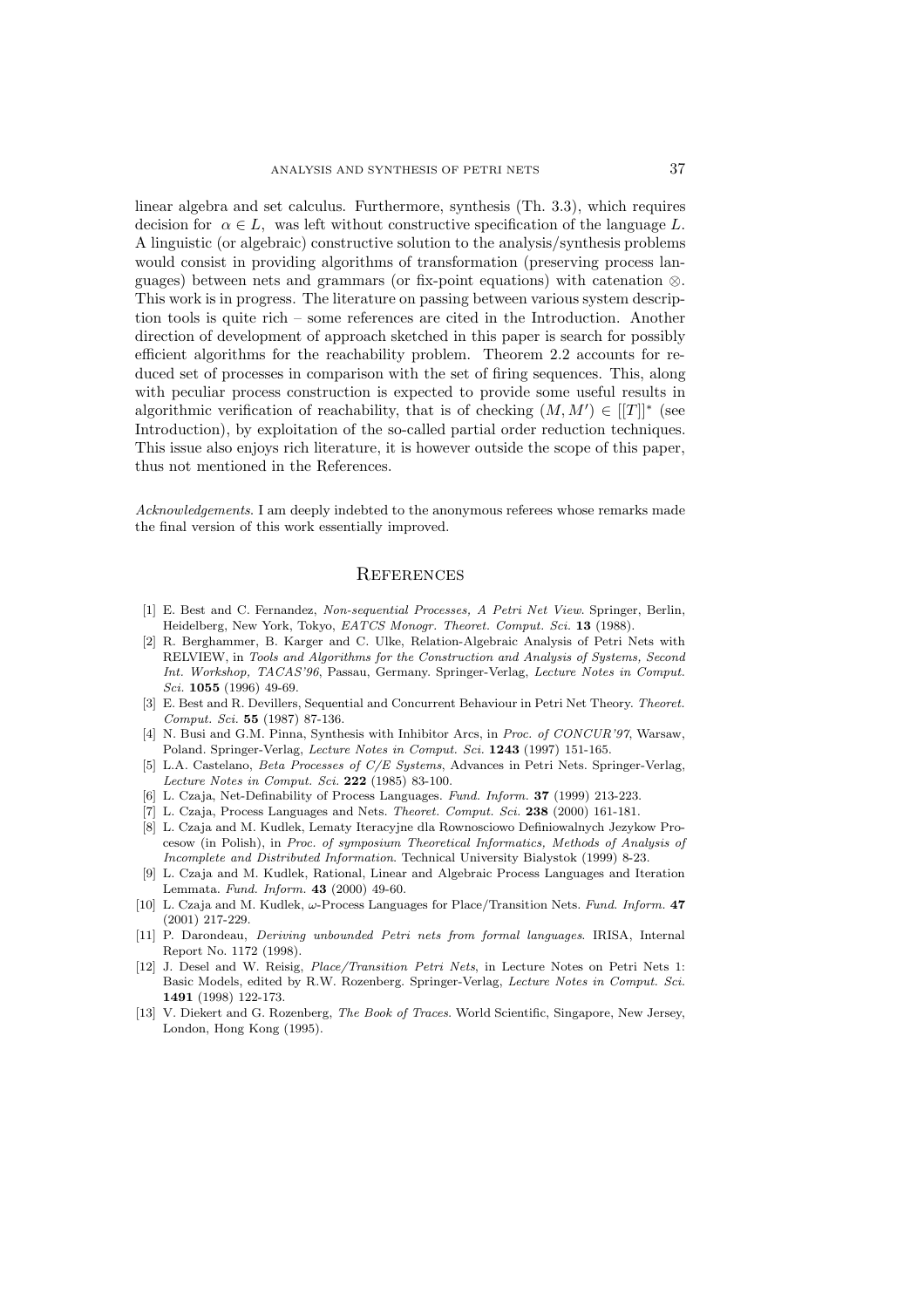linear algebra and set calculus. Furthermore, synthesis (Th. 3.3), which requires decision for $\alpha \in L$, was left without constructive specification of the language $L$. A linguistic (or algebraic) constructive solution to the analysis/synthesis problems would consist in providing algorithms of transformation (preserving process languages) between nets and grammars (or fix-point equations) with catenation $\otimes$. This work is in progress. The literature on passing between various system description tools is quite rich – some references are cited in the Introduction. Another direction of development of approach sketched in this paper is search for possibly efficient algorithms for the reachability problem. Theorem 2.2 accounts for reduced set of processes in comparison with the set of firing sequences. This, along with peculiar process construction is expected to provide some useful results in algorithmic verification of reachability, that is of checking $(M, M') \in [[T]]^*$ (see Introduction), by exploitation of the so-called partial order reduction techniques. This issue also enjoys rich literature, it is however outside the scope of this paper, thus not mentioned in the References.

*Acknowledgements*. I am deeply indebted to the anonymous referees whose remarks made the final version of this work essentially improved.

## References

[1] E. Best and C. Fernandez, *Non-sequential Processes, A Petri Net View*. Springer, Berlin, Heidelberg, New York, Tokyo, *EATCS Monogr. Theoret. Comput. Sci.* **13** (1988).

[2] R. Berghammer, B. Karger and C. Ulke, Relation-Algebraic Analysis of Petri Nets with RELVIEW, in *Tools and Algorithms for the Construction and Analysis of Systems, Second Int. Workshop, TACAS'96*, Passau, Germany. Springer-Verlag, *Lecture Notes in Comput. Sci.* **1055** (1996) 49-69.

[3] E. Best and R. Devillers, Sequential and Concurrent Behaviour in Petri Net Theory. *Theoret. Comput. Sci.* **55** (1987) 87-136.

[4] N. Busi and G.M. Pinna, Synthesis with Inhibitor Arcs, in *Proc. of CONCUR'97*, Warsaw, Poland. Springer-Verlag, *Lecture Notes in Comput. Sci.* **1243** (1997) 151-165.

[5] L.A. Castelano, *Beta Processes of C/E Systems*, Advances in Petri Nets. Springer-Verlag, *Lecture Notes in Comput. Sci.* **222** (1985) 83-100.

[6] L. Czaja, Net-Definability of Process Languages. *Fund. Inform.* **37** (1999) 213-223.

[7] L. Czaja, Process Languages and Nets. *Theoret. Comput. Sci.* **238** (2000) 161-181.

[8] L. Czaja and M. Kudlek, Lematy Iteracyjne dla Rownosciowo Definiowalnych Jezykow Procesow (in Polish), in *Proc. of symposium Theoretical Informatics, Methods of Analysis of Incomplete and Distributed Information*. Technical University Bialystok (1999) 8-23.

[9] L. Czaja and M. Kudlek, Rational, Linear and Algebraic Process Languages and Iteration Lemmata. *Fund. Inform.* **43** (2000) 49-60.

[10] L. Czaja and M. Kudlek, $\omega$-Process Languages for Place/Transition Nets. *Fund. Inform.* **47** (2001) 217-229.

[11] P. Darondeau, *Deriving unbounded Petri nets from formal languages*. IRISA, Internal Report No. 1172 (1998).

[12] J. Desel and W. Reisig, *Place/Transition Petri Nets*, in Lecture Notes on Petri Nets 1: Basic Models, edited by R.W. Rozenberg. Springer-Verlag, *Lecture Notes in Comput. Sci.* **1491** (1998) 122-173.

[13] V. Diekert and G. Rozenberg, *The Book of Traces*. World Scientific, Singapore, New Jersey, London, Hong Kong (1995).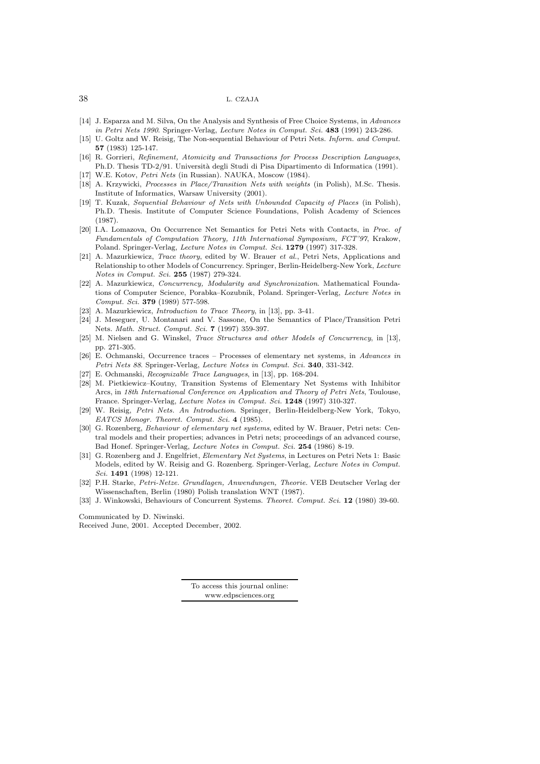[14] J. Esparza and M. Silva, On the Analysis and Synthesis of Free Choice Systems, in *Advances in Petri Nets 1990*. Springer-Verlag, *Lecture Notes in Comput. Sci.* **483** (1991) 243-286.

[15] U. Goltz and W. Reisig, The Non-sequential Behaviour of Petri Nets. *Inform. and Comput.* **57** (1983) 125-147.

[16] R. Gorrieri, *Refinement, Atomicity and Transactions for Process Description Languages*, Ph.D. Thesis TD-2/91. Università degli Studi di Pisa Dipartimento di Informatica (1991).

[17] W.E. Kotov, *Petri Nets* (in Russian). NAUKA, Moscow (1984).

[18] A. Krzywicki, *Processes in Place/Transition Nets with weights* (in Polish), M.Sc. Thesis. Institute of Informatics, Warsaw University (2001).

[19] T. Kuzak, *Sequential Behaviour of Nets with Unbounded Capacity of Places* (in Polish), Ph.D. Thesis. Institute of Computer Science Foundations, Polish Academy of Sciences (1987).

[20] I.A. Lomazova, On Occurrence Net Semantics for Petri Nets with Contacts, in *Proc. of Fundamentals of Computation Theory, 11th International Symposium, FCT'97*, Krakow, Poland. Springer-Verlag, *Lecture Notes in Comput. Sci.* **1279** (1997) 317-328.

[21] A. Mazurkiewicz, *Trace theory*, edited by W. Brauer *et al.*, Petri Nets, Applications and Relationship to other Models of Concurrency. Springer, Berlin-Heidelberg-New York, *Lecture Notes in Comput. Sci.* **255** (1987) 279-324.

[22] A. Mazurkiewicz, *Concurrency, Modularity and Synchronization*. Mathematical Foundations of Computer Science, Porabka–Kozubnik, Poland. Springer-Verlag, *Lecture Notes in Comput. Sci.* **379** (1989) 577-598.

[23] A. Mazurkiewicz, *Introduction to Trace Theory*, in [13], pp. 3-41.

[24] J. Meseguer, U. Montanari and V. Sassone, On the Semantics of Place/Transition Petri Nets. *Math. Struct. Comput. Sci.* **7** (1997) 359-397.

[25] M. Nielsen and G. Winskel, *Trace Structures and other Models of Concurrency*, in [13], pp. 271-305.

[26] E. Ochmanski, Occurrence traces – Processes of elementary net systems, in *Advances in Petri Nets 88*. Springer-Verlag, *Lecture Notes in Comput. Sci.* **340**, 331-342.

[27] E. Ochmanski, *Recognizable Trace Languages*, in [13], pp. 168-204.

[28] M. Pietkiewicz–Koutny, Transition Systems of Elementary Net Systems with Inhibitor Arcs, in *18th International Conference on Application and Theory of Petri Nets*, Toulouse, France. Springer-Verlag, *Lecture Notes in Comput. Sci.* **1248** (1997) 310-327.

[29] W. Reisig, *Petri Nets. An Introduction*. Springer, Berlin-Heidelberg-New York, Tokyo, *EATCS Monogr. Theoret. Comput. Sci.* **4** (1985).

[30] G. Rozenberg, *Behaviour of elementary net systems*, edited by W. Brauer, Petri nets: Central models and their properties; advances in Petri nets; proceedings of an advanced course, Bad Honef. Springer-Verlag, *Lecture Notes in Comput. Sci.* **254** (1986) 8-19.

[31] G. Rozenberg and J. Engelfriet, *Elementary Net Systems*, in Lectures on Petri Nets 1: Basic Models, edited by W. Reisig and G. Rozenberg. Springer-Verlag, *Lecture Notes in Comput. Sci.* **1491** (1998) 12-121.

[32] P.H. Starke, *Petri-Netze. Grundlagen, Anwendungen, Theorie*. VEB Deutscher Verlag der Wissenschaften, Berlin (1980) Polish translation WNT (1987).

[33] J. Winkowski, Behaviours of Concurrent Systems. *Theoret. Comput. Sci.* **12** (1980) 39-60.

Communicated by D. Niwinski.

Received June, 2001. Accepted December, 2002.

To access this journal online:
www.edpsciences.org